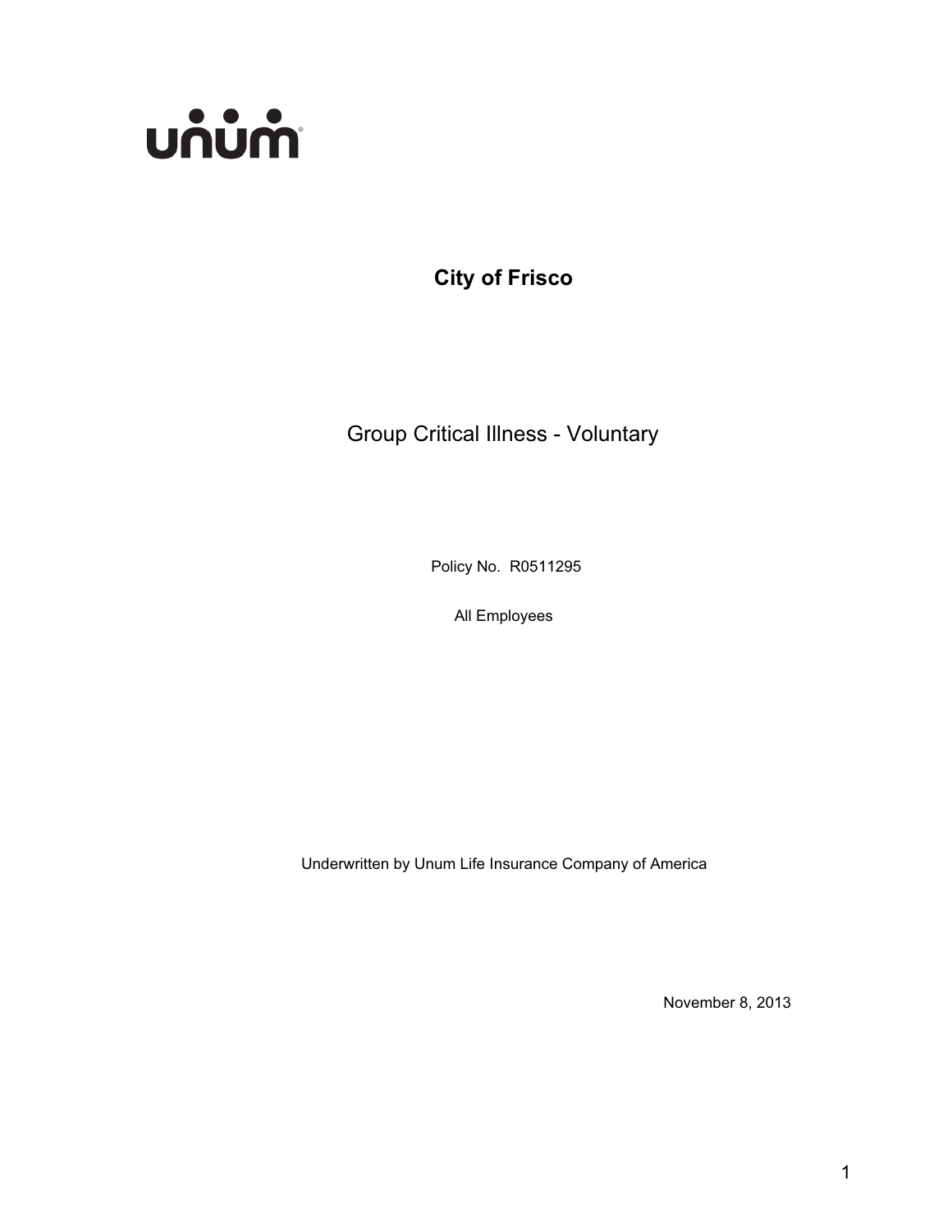unum

# City of Frisco

## Group Critical Illness - Voluntary

Policy No. R0511295

All Employees

Underwritten by Unum Life Insurance Company of America

November 8, 2013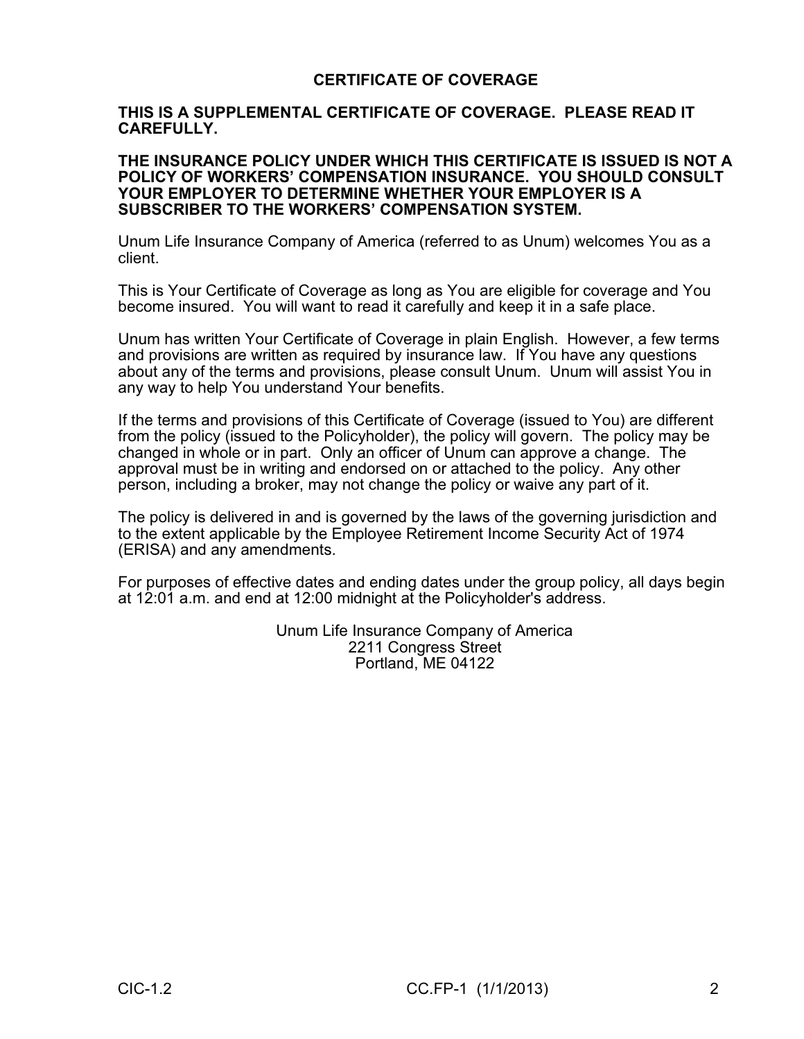# CERTIFICATE OF COVERAGE

**THIS IS A SUPPLEMENTAL CERTIFICATE OF COVERAGE. PLEASE READ IT CAREFULLY.**

**THE INSURANCE POLICY UNDER WHICH THIS CERTIFICATE IS ISSUED IS NOT A POLICY OF WORKERS' COMPENSATION INSURANCE. YOU SHOULD CONSULT YOUR EMPLOYER TO DETERMINE WHETHER YOUR EMPLOYER IS A SUBSCRIBER TO THE WORKERS' COMPENSATION SYSTEM.**

Unum Life Insurance Company of America (referred to as Unum) welcomes You as a client.

This is Your Certificate of Coverage as long as You are eligible for coverage and You become insured. You will want to read it carefully and keep it in a safe place.

Unum has written Your Certificate of Coverage in plain English. However, a few terms and provisions are written as required by insurance law. If You have any questions about any of the terms and provisions, please consult Unum. Unum will assist You in any way to help You understand Your benefits.

If the terms and provisions of this Certificate of Coverage (issued to You) are different from the policy (issued to the Policyholder), the policy will govern. The policy may be changed in whole or in part. Only an officer of Unum can approve a change. The approval must be in writing and endorsed on or attached to the policy. Any other person, including a broker, may not change the policy or waive any part of it.

The policy is delivered in and is governed by the laws of the governing jurisdiction and to the extent applicable by the Employee Retirement Income Security Act of 1974 (ERISA) and any amendments.

For purposes of effective dates and ending dates under the group policy, all days begin at 12:01 a.m. and end at 12:00 midnight at the Policyholder's address.

Unum Life Insurance Company of America
2211 Congress Street
Portland, ME 04122

CIC-1.2 CC.FP-1 (1/1/2013)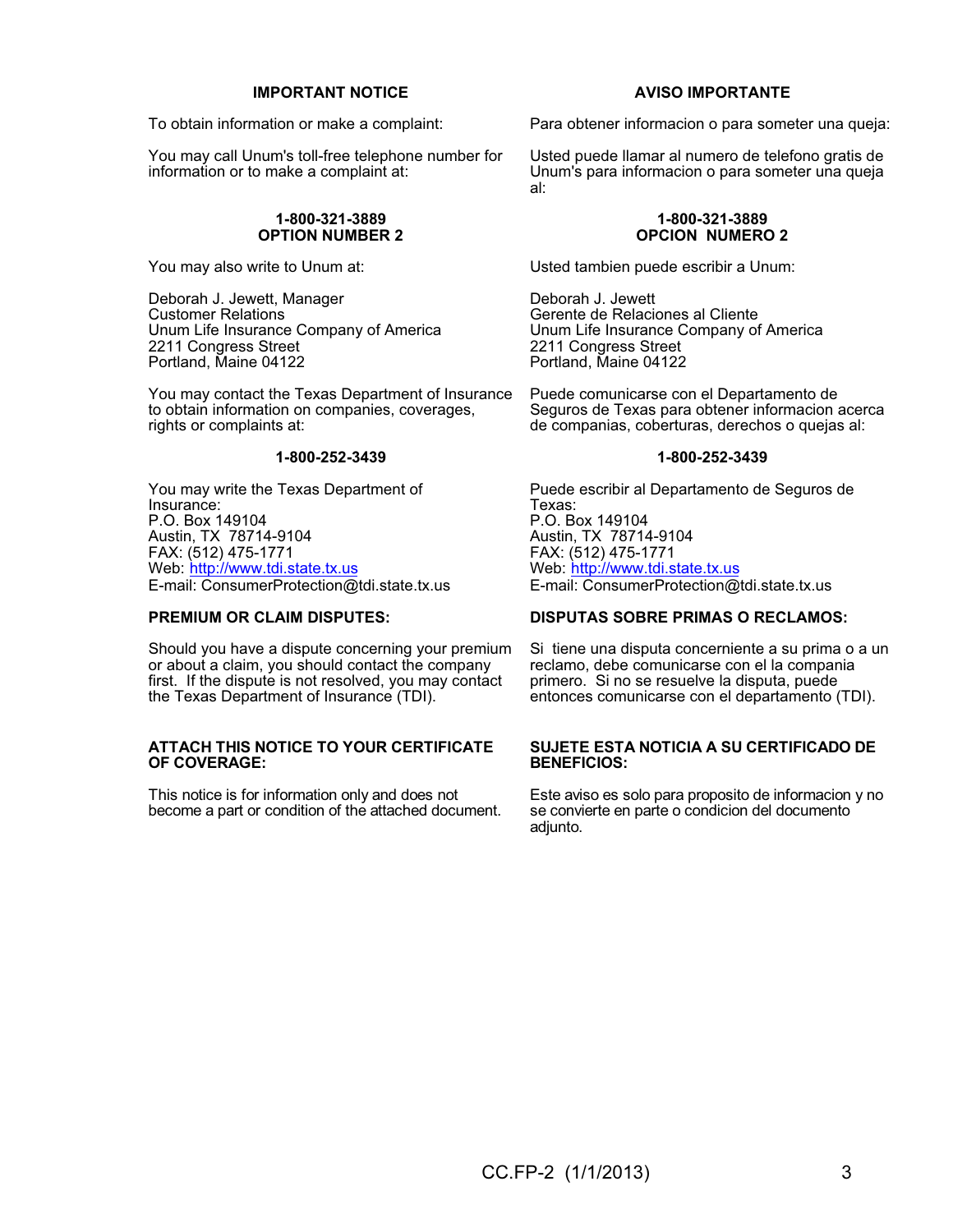## IMPORTANT NOTICE

To obtain information or make a complaint:

You may call Unum's toll-free telephone number for information or to make a complaint at:

**1-800-321-3889**
**OPTION NUMBER 2**

You may also write to Unum at:

Deborah J. Jewett, Manager
Customer Relations
Unum Life Insurance Company of America
2211 Congress Street
Portland, Maine 04122

You may contact the Texas Department of Insurance to obtain information on companies, coverages, rights or complaints at:

**1-800-252-3439**

You may write the Texas Department of Insurance:
P.O. Box 149104
Austin, TX 78714-9104
FAX: (512) 475-1771
Web: http://www.tdi.state.tx.us
E-mail: ConsumerProtection@tdi.state.tx.us

**PREMIUM OR CLAIM DISPUTES:**

Should you have a dispute concerning your premium or about a claim, you should contact the company first. If the dispute is not resolved, you may contact the Texas Department of Insurance (TDI).

**ATTACH THIS NOTICE TO YOUR CERTIFICATE OF COVERAGE:**

This notice is for information only and does not become a part or condition of the attached document.

## AVISO IMPORTANTE

Para obtener informacion o para someter una queja:

Usted puede llamar al numero de telefono gratis de Unum's para informacion o para someter una queja al:

**1-800-321-3889**
**OPCION NUMERO 2**

Usted tambien puede escribir a Unum:

Deborah J. Jewett
Gerente de Relaciones al Cliente
Unum Life Insurance Company of America
2211 Congress Street
Portland, Maine 04122

Puede comunicarse con el Departamento de Seguros de Texas para obtener informacion acerca de companias, coberturas, derechos o quejas al:

**1-800-252-3439**

Puede escribir al Departamento de Seguros de Texas:
P.O. Box 149104
Austin, TX 78714-9104
FAX: (512) 475-1771
Web: http://www.tdi.state.tx.us
E-mail: ConsumerProtection@tdi.state.tx.us

**DISPUTAS SOBRE PRIMAS O RECLAMOS:**

Si tiene una disputa concerniente a su prima o a un reclamo, debe comunicarse con el la compania primero. Si no se resuelve la disputa, puede entonces comunicarse con el departamento (TDI).

**SUJETE ESTA NOTICIA A SU CERTIFICADO DE BENEFICIOS:**

Este aviso es solo para proposito de informacion y no se convierte en parte o condicion del documento adjunto.

CC.FP-2 (1/1/2013)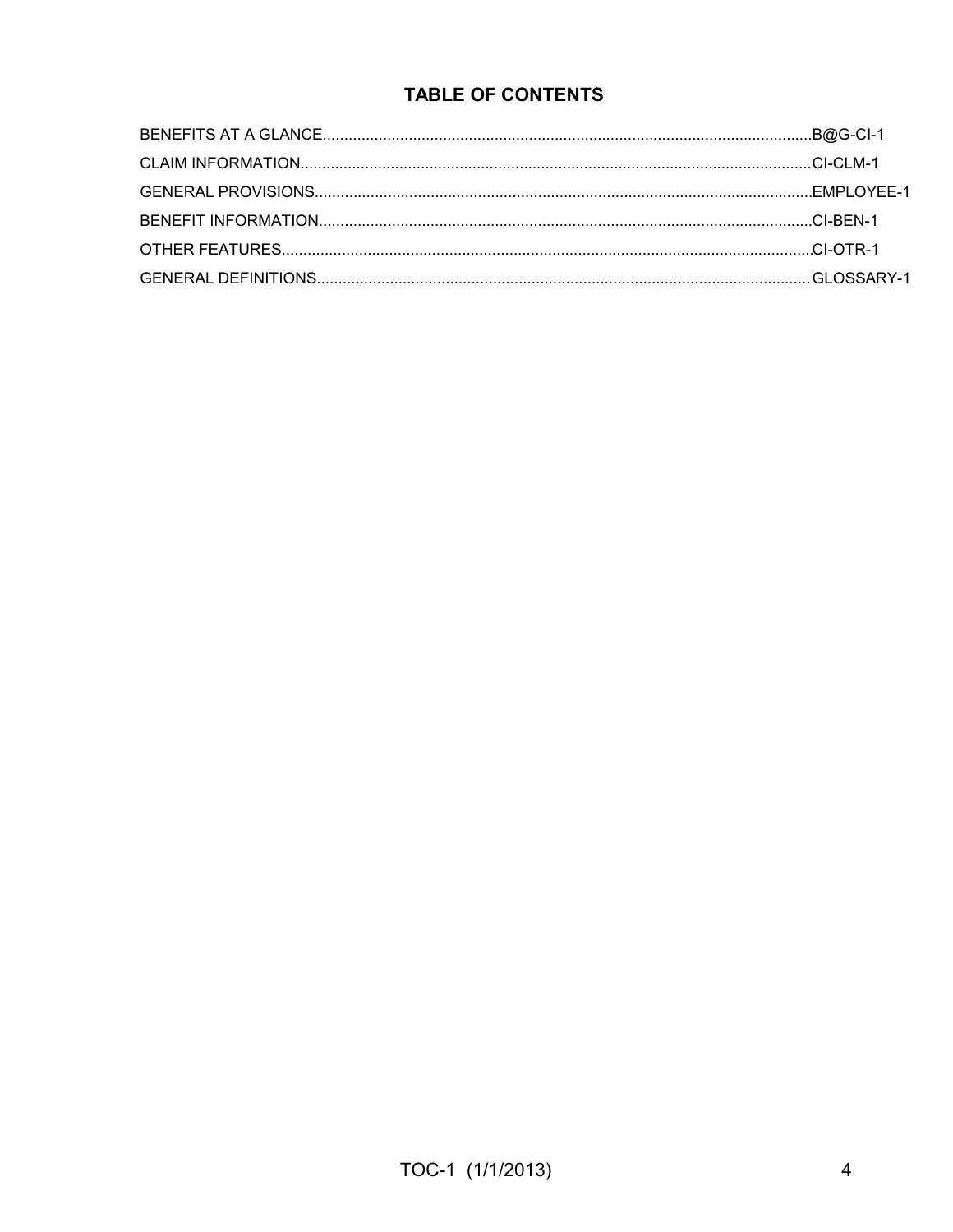## TABLE OF CONTENTS

| Section | Page |
|---|---|
| BENEFITS AT A GLANCE | B@G-CI-1 |
| CLAIM INFORMATION | CI-CLM-1 |
| GENERAL PROVISIONS | EMPLOYEE-1 |
| BENEFIT INFORMATION | CI-BEN-1 |
| OTHER FEATURES | CI-OTR-1 |
| GENERAL DEFINITIONS | GLOSSARY-1 |

TOC-1 (1/1/2013)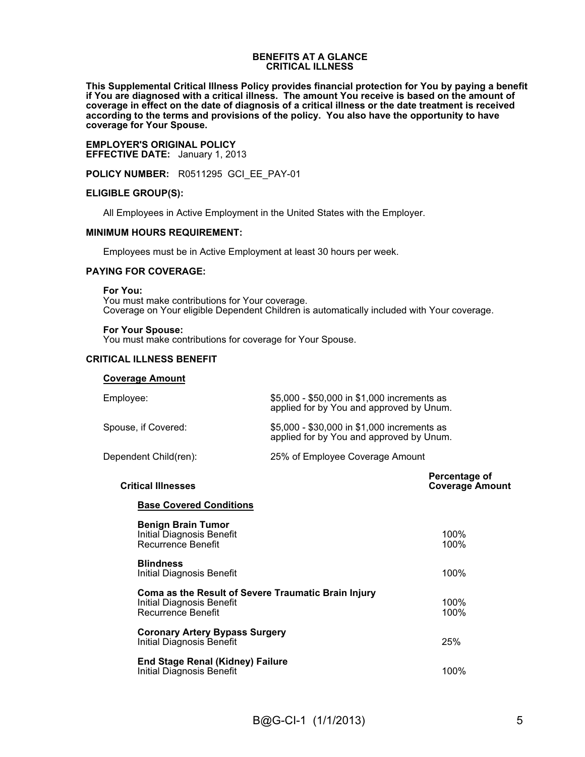# BENEFITS AT A GLANCE
## CRITICAL ILLNESS

**This Supplemental Critical Illness Policy provides financial protection for You by paying a benefit if You are diagnosed with a critical illness. The amount You receive is based on the amount of coverage in effect on the date of diagnosis of a critical illness or the date treatment is received according to the terms and provisions of the policy. You also have the opportunity to have coverage for Your Spouse.**

**EMPLOYER'S ORIGINAL POLICY**
**EFFECTIVE DATE:** January 1, 2013

**POLICY NUMBER:** R0511295 GCI_EE_PAY-01

**ELIGIBLE GROUP(S):**

All Employees in Active Employment in the United States with the Employer.

**MINIMUM HOURS REQUIREMENT:**

Employees must be in Active Employment at least 30 hours per week.

**PAYING FOR COVERAGE:**

**For You:**
You must make contributions for Your coverage.
Coverage on Your eligible Dependent Children is automatically included with Your coverage.

**For Your Spouse:**
You must make contributions for coverage for Your Spouse.

**CRITICAL ILLNESS BENEFIT**

**Coverage Amount**

| | |
|---|---|
| Employee: | $5,000 - $50,000 in $1,000 increments as applied for by You and approved by Unum. |
| Spouse, if Covered: | $5,000 - $30,000 in $1,000 increments as applied for by You and approved by Unum. |
| Dependent Child(ren): | 25% of Employee Coverage Amount |

| Critical Illnesses | Percentage of Coverage Amount |
|---|---|
| **Base Covered Conditions** | |
| **Benign Brain Tumor** | |
| Initial Diagnosis Benefit | 100% |
| Recurrence Benefit | 100% |
| **Blindness** | |
| Initial Diagnosis Benefit | 100% |
| **Coma as the Result of Severe Traumatic Brain Injury** | |
| Initial Diagnosis Benefit | 100% |
| Recurrence Benefit | 100% |
| **Coronary Artery Bypass Surgery** | |
| Initial Diagnosis Benefit | 25% |
| **End Stage Renal (Kidney) Failure** | |
| Initial Diagnosis Benefit | 100% |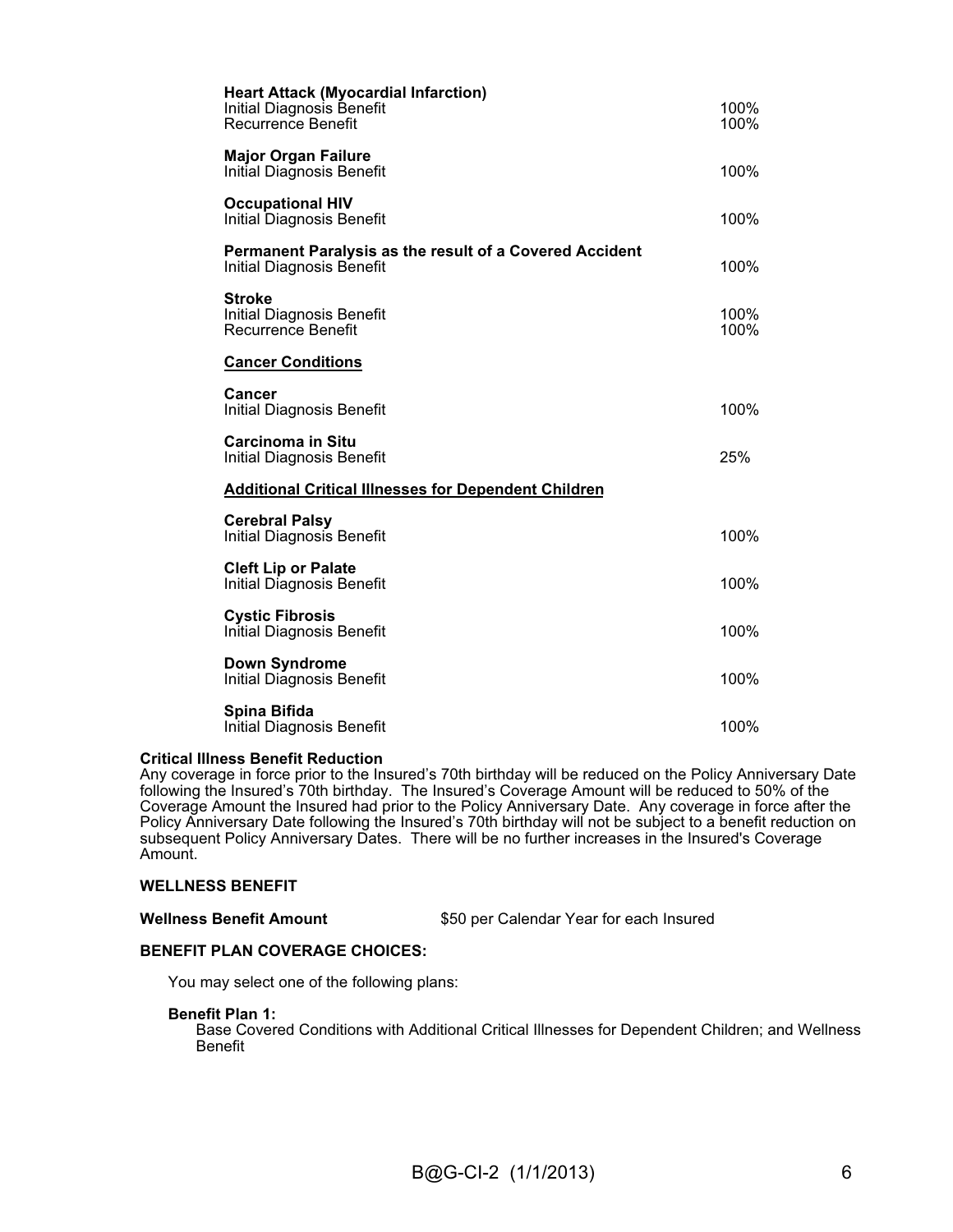| | |
|---|---|
| **Heart Attack (Myocardial Infarction)** | |
| Initial Diagnosis Benefit | 100% |
| Recurrence Benefit | 100% |
| **Major Organ Failure** | |
| Initial Diagnosis Benefit | 100% |
| **Occupational HIV** | |
| Initial Diagnosis Benefit | 100% |
| **Permanent Paralysis as the result of a Covered Accident** | |
| Initial Diagnosis Benefit | 100% |
| **Stroke** | |
| Initial Diagnosis Benefit | 100% |
| Recurrence Benefit | 100% |
| **Cancer Conditions** | |
| **Cancer** | |
| Initial Diagnosis Benefit | 100% |
| **Carcinoma in Situ** | |
| Initial Diagnosis Benefit | 25% |
| **Additional Critical Illnesses for Dependent Children** | |
| **Cerebral Palsy** | |
| Initial Diagnosis Benefit | 100% |
| **Cleft Lip or Palate** | |
| Initial Diagnosis Benefit | 100% |
| **Cystic Fibrosis** | |
| Initial Diagnosis Benefit | 100% |
| **Down Syndrome** | |
| Initial Diagnosis Benefit | 100% |
| **Spina Bifida** | |
| Initial Diagnosis Benefit | 100% |

**Critical Illness Benefit Reduction**

Any coverage in force prior to the Insured's 70th birthday will be reduced on the Policy Anniversary Date following the Insured's 70th birthday. The Insured's Coverage Amount will be reduced to 50% of the Coverage Amount the Insured had prior to the Policy Anniversary Date. Any coverage in force after the Policy Anniversary Date following the Insured's 70th birthday will not be subject to a benefit reduction on subsequent Policy Anniversary Dates. There will be no further increases in the Insured's Coverage Amount.

**WELLNESS BENEFIT**

**Wellness Benefit Amount** $50 per Calendar Year for each Insured

**BENEFIT PLAN COVERAGE CHOICES:**

You may select one of the following plans:

**Benefit Plan 1:**
Base Covered Conditions with Additional Critical Illnesses for Dependent Children; and Wellness Benefit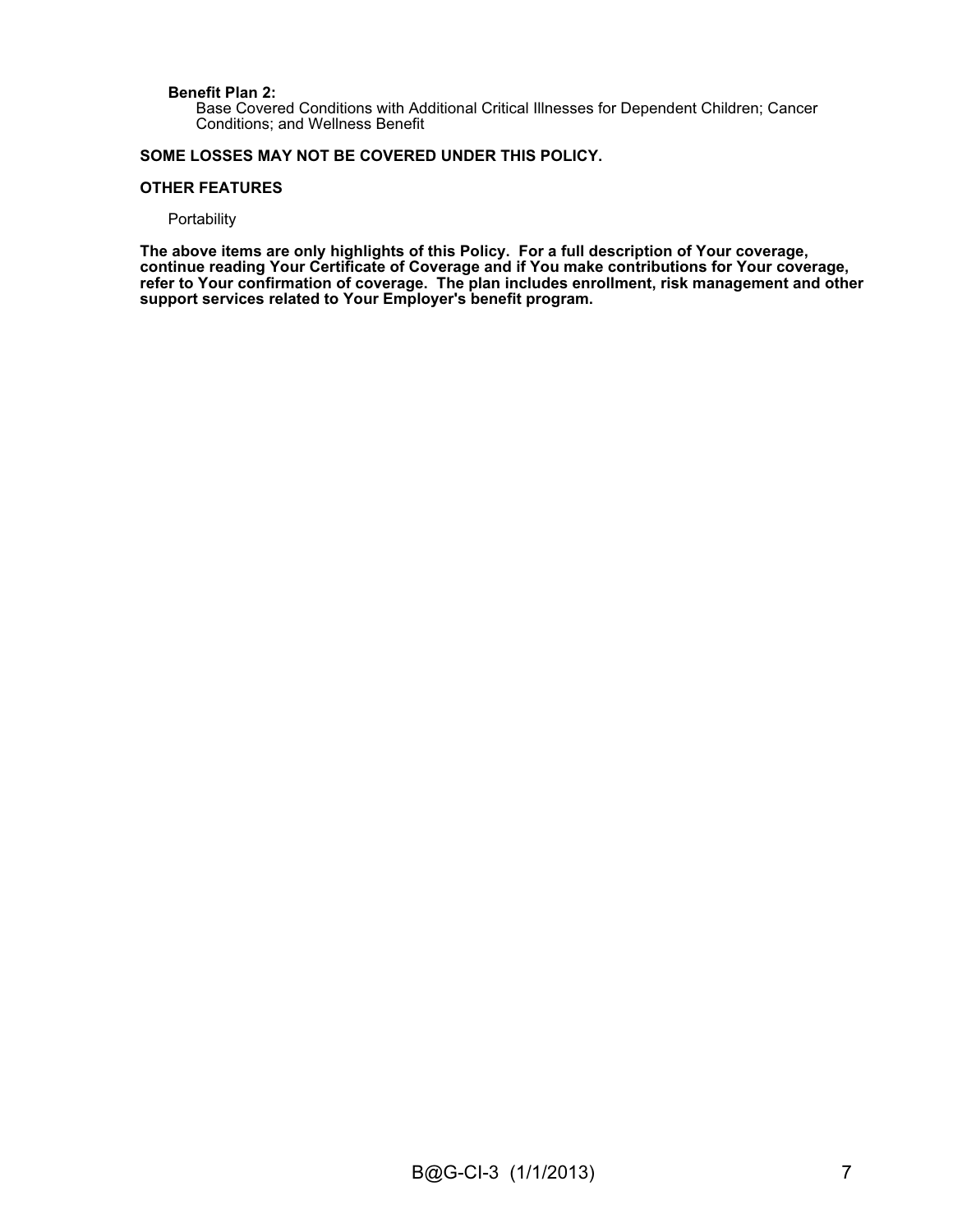**Benefit Plan 2:**

Base Covered Conditions with Additional Critical Illnesses for Dependent Children; Cancer Conditions; and Wellness Benefit

**SOME LOSSES MAY NOT BE COVERED UNDER THIS POLICY.**

**OTHER FEATURES**

Portability

**The above items are only highlights of this Policy. For a full description of Your coverage, continue reading Your Certificate of Coverage and if You make contributions for Your coverage, refer to Your confirmation of coverage. The plan includes enrollment, risk management and other support services related to Your Employer's benefit program.**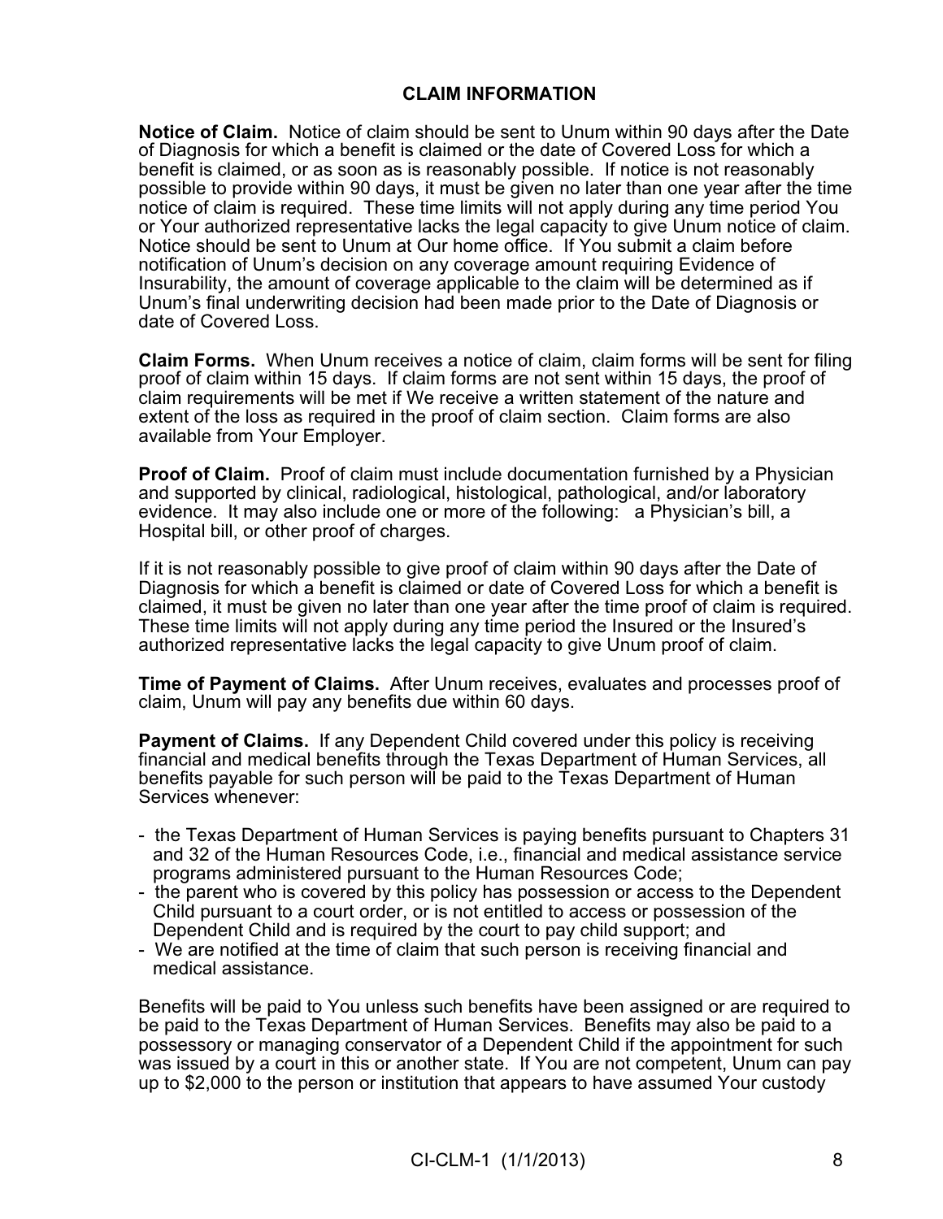## CLAIM INFORMATION

**Notice of Claim.** Notice of claim should be sent to Unum within 90 days after the Date of Diagnosis for which a benefit is claimed or the date of Covered Loss for which a benefit is claimed, or as soon as is reasonably possible. If notice is not reasonably possible to provide within 90 days, it must be given no later than one year after the time notice of claim is required. These time limits will not apply during any time period You or Your authorized representative lacks the legal capacity to give Unum notice of claim. Notice should be sent to Unum at Our home office. If You submit a claim before notification of Unum's decision on any coverage amount requiring Evidence of Insurability, the amount of coverage applicable to the claim will be determined as if Unum's final underwriting decision had been made prior to the Date of Diagnosis or date of Covered Loss.

**Claim Forms.** When Unum receives a notice of claim, claim forms will be sent for filing proof of claim within 15 days. If claim forms are not sent within 15 days, the proof of claim requirements will be met if We receive a written statement of the nature and extent of the loss as required in the proof of claim section. Claim forms are also available from Your Employer.

**Proof of Claim.** Proof of claim must include documentation furnished by a Physician and supported by clinical, radiological, histological, pathological, and/or laboratory evidence. It may also include one or more of the following: a Physician's bill, a Hospital bill, or other proof of charges.

If it is not reasonably possible to give proof of claim within 90 days after the Date of Diagnosis for which a benefit is claimed or date of Covered Loss for which a benefit is claimed, it must be given no later than one year after the time proof of claim is required. These time limits will not apply during any time period the Insured or the Insured's authorized representative lacks the legal capacity to give Unum proof of claim.

**Time of Payment of Claims.** After Unum receives, evaluates and processes proof of claim, Unum will pay any benefits due within 60 days.

**Payment of Claims.** If any Dependent Child covered under this policy is receiving financial and medical benefits through the Texas Department of Human Services, all benefits payable for such person will be paid to the Texas Department of Human Services whenever:

- the Texas Department of Human Services is paying benefits pursuant to Chapters 31 and 32 of the Human Resources Code, i.e., financial and medical assistance service programs administered pursuant to the Human Resources Code;
- the parent who is covered by this policy has possession or access to the Dependent Child pursuant to a court order, or is not entitled to access or possession of the Dependent Child and is required by the court to pay child support; and
- We are notified at the time of claim that such person is receiving financial and medical assistance.

Benefits will be paid to You unless such benefits have been assigned or are required to be paid to the Texas Department of Human Services. Benefits may also be paid to a possessory or managing conservator of a Dependent Child if the appointment for such was issued by a court in this or another state. If You are not competent, Unum can pay up to $2,000 to the person or institution that appears to have assumed Your custody

CI-CLM-1 (1/1/2013)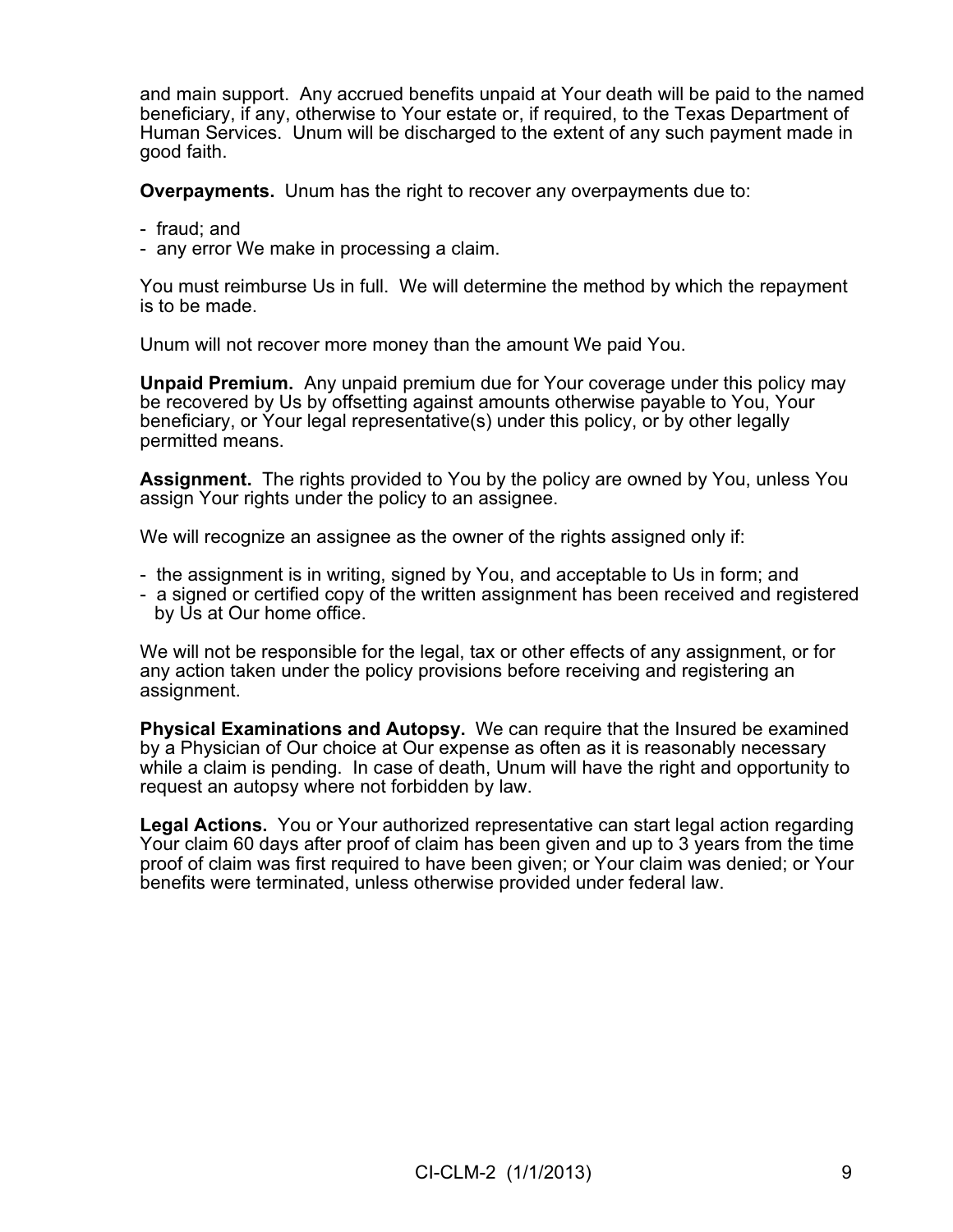and main support. Any accrued benefits unpaid at Your death will be paid to the named beneficiary, if any, otherwise to Your estate or, if required, to the Texas Department of Human Services. Unum will be discharged to the extent of any such payment made in good faith.

**Overpayments.** Unum has the right to recover any overpayments due to:

- fraud; and
- any error We make in processing a claim.

You must reimburse Us in full. We will determine the method by which the repayment is to be made.

Unum will not recover more money than the amount We paid You.

**Unpaid Premium.** Any unpaid premium due for Your coverage under this policy may be recovered by Us by offsetting against amounts otherwise payable to You, Your beneficiary, or Your legal representative(s) under this policy, or by other legally permitted means.

**Assignment.** The rights provided to You by the policy are owned by You, unless You assign Your rights under the policy to an assignee.

We will recognize an assignee as the owner of the rights assigned only if:

- the assignment is in writing, signed by You, and acceptable to Us in form; and
- a signed or certified copy of the written assignment has been received and registered by Us at Our home office.

We will not be responsible for the legal, tax or other effects of any assignment, or for any action taken under the policy provisions before receiving and registering an assignment.

**Physical Examinations and Autopsy.** We can require that the Insured be examined by a Physician of Our choice at Our expense as often as it is reasonably necessary while a claim is pending. In case of death, Unum will have the right and opportunity to request an autopsy where not forbidden by law.

**Legal Actions.** You or Your authorized representative can start legal action regarding Your claim 60 days after proof of claim has been given and up to 3 years from the time proof of claim was first required to have been given; or Your claim was denied; or Your benefits were terminated, unless otherwise provided under federal law.

CI-CLM-2 (1/1/2013)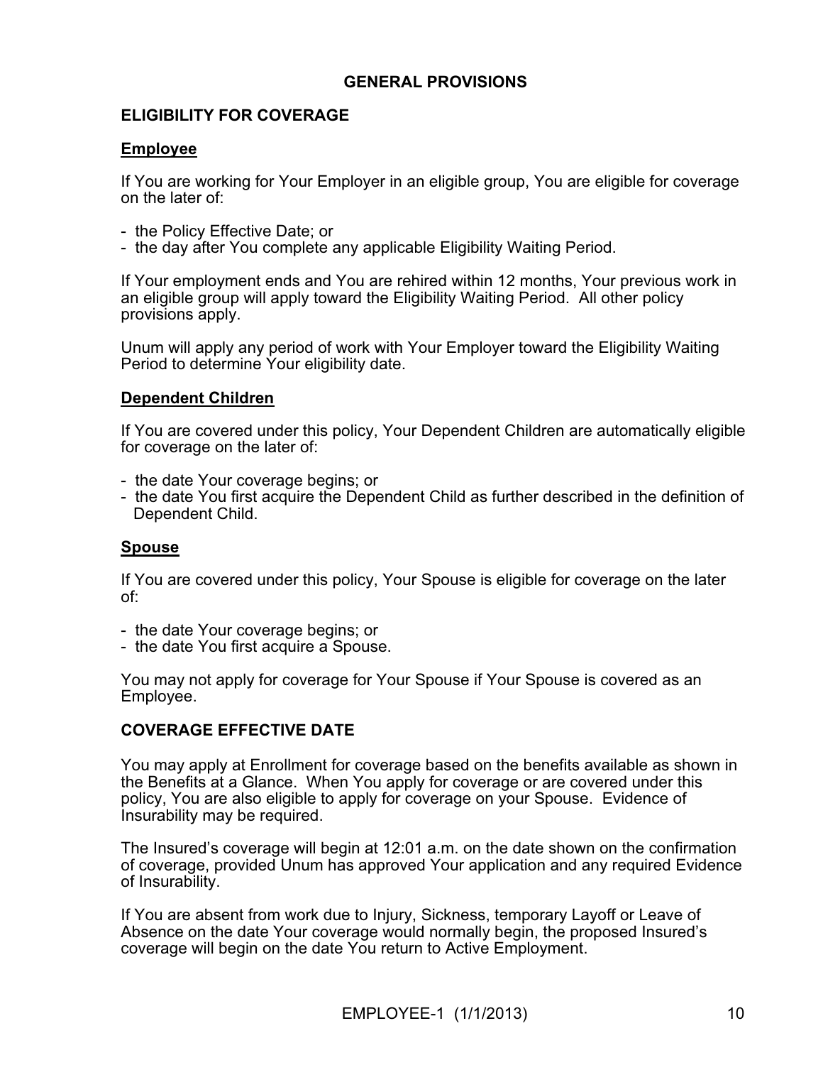## GENERAL PROVISIONS

### ELIGIBILITY FOR COVERAGE

**Employee**

If You are working for Your Employer in an eligible group, You are eligible for coverage on the later of:

- the Policy Effective Date; or
- the day after You complete any applicable Eligibility Waiting Period.

If Your employment ends and You are rehired within 12 months, Your previous work in an eligible group will apply toward the Eligibility Waiting Period. All other policy provisions apply.

Unum will apply any period of work with Your Employer toward the Eligibility Waiting Period to determine Your eligibility date.

**Dependent Children**

If You are covered under this policy, Your Dependent Children are automatically eligible for coverage on the later of:

- the date Your coverage begins; or
- the date You first acquire the Dependent Child as further described in the definition of Dependent Child.

**Spouse**

If You are covered under this policy, Your Spouse is eligible for coverage on the later of:

- the date Your coverage begins; or
- the date You first acquire a Spouse.

You may not apply for coverage for Your Spouse if Your Spouse is covered as an Employee.

### COVERAGE EFFECTIVE DATE

You may apply at Enrollment for coverage based on the benefits available as shown in the Benefits at a Glance. When You apply for coverage or are covered under this policy, You are also eligible to apply for coverage on your Spouse. Evidence of Insurability may be required.

The Insured's coverage will begin at 12:01 a.m. on the date shown on the confirmation of coverage, provided Unum has approved Your application and any required Evidence of Insurability.

If You are absent from work due to Injury, Sickness, temporary Layoff or Leave of Absence on the date Your coverage would normally begin, the proposed Insured's coverage will begin on the date You return to Active Employment.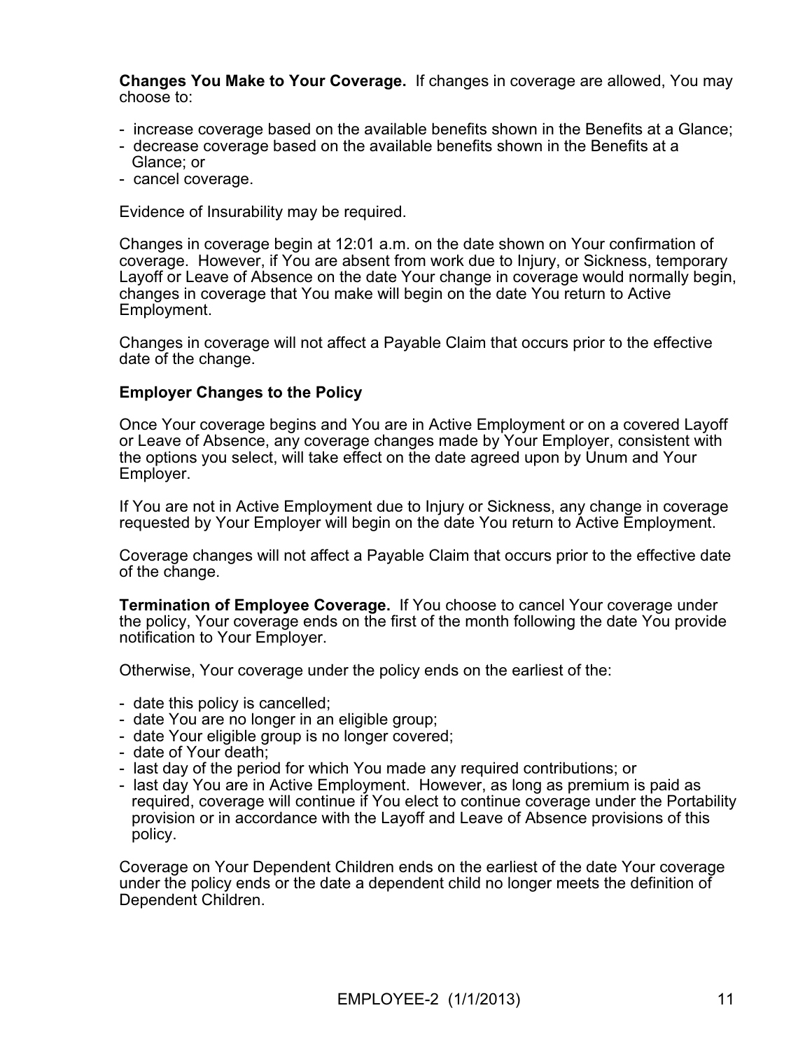**Changes You Make to Your Coverage.** If changes in coverage are allowed, You may choose to:

- increase coverage based on the available benefits shown in the Benefits at a Glance;
- decrease coverage based on the available benefits shown in the Benefits at a Glance; or
- cancel coverage.

Evidence of Insurability may be required.

Changes in coverage begin at 12:01 a.m. on the date shown on Your confirmation of coverage. However, if You are absent from work due to Injury, or Sickness, temporary Layoff or Leave of Absence on the date Your change in coverage would normally begin, changes in coverage that You make will begin on the date You return to Active Employment.

Changes in coverage will not affect a Payable Claim that occurs prior to the effective date of the change.

**Employer Changes to the Policy**

Once Your coverage begins and You are in Active Employment or on a covered Layoff or Leave of Absence, any coverage changes made by Your Employer, consistent with the options you select, will take effect on the date agreed upon by Unum and Your Employer.

If You are not in Active Employment due to Injury or Sickness, any change in coverage requested by Your Employer will begin on the date You return to Active Employment.

Coverage changes will not affect a Payable Claim that occurs prior to the effective date of the change.

**Termination of Employee Coverage.** If You choose to cancel Your coverage under the policy, Your coverage ends on the first of the month following the date You provide notification to Your Employer.

Otherwise, Your coverage under the policy ends on the earliest of the:

- date this policy is cancelled;
- date You are no longer in an eligible group;
- date Your eligible group is no longer covered;
- date of Your death;
- last day of the period for which You made any required contributions; or
- last day You are in Active Employment. However, as long as premium is paid as required, coverage will continue if You elect to continue coverage under the Portability provision or in accordance with the Layoff and Leave of Absence provisions of this policy.

Coverage on Your Dependent Children ends on the earliest of the date Your coverage under the policy ends or the date a dependent child no longer meets the definition of Dependent Children.

EMPLOYEE-2 (1/1/2013)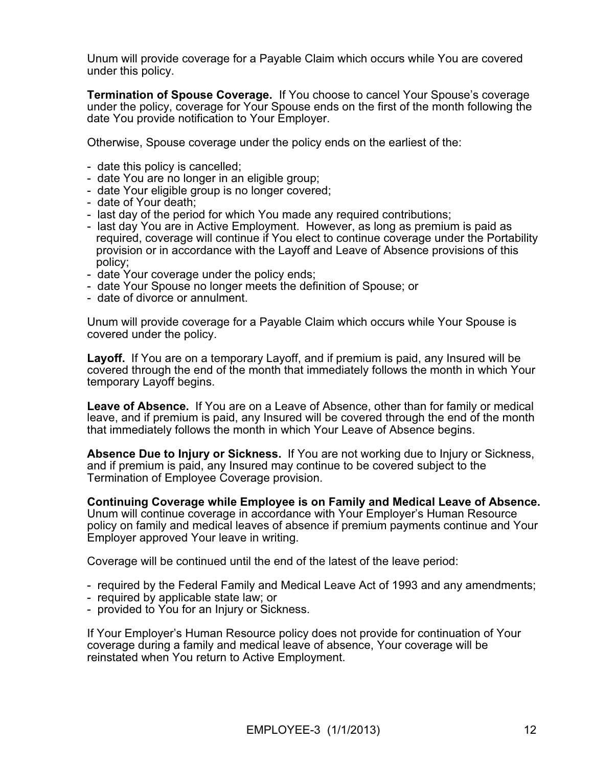Unum will provide coverage for a Payable Claim which occurs while You are covered under this policy.

**Termination of Spouse Coverage.** If You choose to cancel Your Spouse's coverage under the policy, coverage for Your Spouse ends on the first of the month following the date You provide notification to Your Employer.

Otherwise, Spouse coverage under the policy ends on the earliest of the:

- date this policy is cancelled;
- date You are no longer in an eligible group;
- date Your eligible group is no longer covered;
- date of Your death;
- last day of the period for which You made any required contributions;
- last day You are in Active Employment. However, as long as premium is paid as required, coverage will continue if You elect to continue coverage under the Portability provision or in accordance with the Layoff and Leave of Absence provisions of this policy;
- date Your coverage under the policy ends;
- date Your Spouse no longer meets the definition of Spouse; or
- date of divorce or annulment.

Unum will provide coverage for a Payable Claim which occurs while Your Spouse is covered under the policy.

**Layoff.** If You are on a temporary Layoff, and if premium is paid, any Insured will be covered through the end of the month that immediately follows the month in which Your temporary Layoff begins.

**Leave of Absence.** If You are on a Leave of Absence, other than for family or medical leave, and if premium is paid, any Insured will be covered through the end of the month that immediately follows the month in which Your Leave of Absence begins.

**Absence Due to Injury or Sickness.** If You are not working due to Injury or Sickness, and if premium is paid, any Insured may continue to be covered subject to the Termination of Employee Coverage provision.

**Continuing Coverage while Employee is on Family and Medical Leave of Absence.** Unum will continue coverage in accordance with Your Employer's Human Resource policy on family and medical leaves of absence if premium payments continue and Your Employer approved Your leave in writing.

Coverage will be continued until the end of the latest of the leave period:

- required by the Federal Family and Medical Leave Act of 1993 and any amendments;
- required by applicable state law; or
- provided to You for an Injury or Sickness.

If Your Employer's Human Resource policy does not provide for continuation of Your coverage during a family and medical leave of absence, Your coverage will be reinstated when You return to Active Employment.

EMPLOYEE-3 (1/1/2013)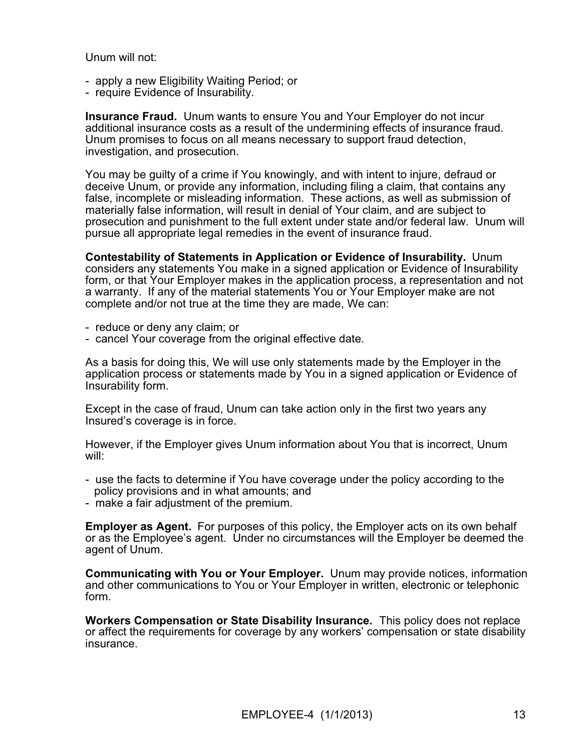Unum will not:

- apply a new Eligibility Waiting Period; or
- require Evidence of Insurability.

**Insurance Fraud.** Unum wants to ensure You and Your Employer do not incur additional insurance costs as a result of the undermining effects of insurance fraud. Unum promises to focus on all means necessary to support fraud detection, investigation, and prosecution.

You may be guilty of a crime if You knowingly, and with intent to injure, defraud or deceive Unum, or provide any information, including filing a claim, that contains any false, incomplete or misleading information. These actions, as well as submission of materially false information, will result in denial of Your claim, and are subject to prosecution and punishment to the full extent under state and/or federal law. Unum will pursue all appropriate legal remedies in the event of insurance fraud.

**Contestability of Statements in Application or Evidence of Insurability.** Unum considers any statements You make in a signed application or Evidence of Insurability form, or that Your Employer makes in the application process, a representation and not a warranty. If any of the material statements You or Your Employer make are not complete and/or not true at the time they are made, We can:

- reduce or deny any claim; or
- cancel Your coverage from the original effective date.

As a basis for doing this, We will use only statements made by the Employer in the application process or statements made by You in a signed application or Evidence of Insurability form.

Except in the case of fraud, Unum can take action only in the first two years any Insured's coverage is in force.

However, if the Employer gives Unum information about You that is incorrect, Unum will:

- use the facts to determine if You have coverage under the policy according to the policy provisions and in what amounts; and
- make a fair adjustment of the premium.

**Employer as Agent.** For purposes of this policy, the Employer acts on its own behalf or as the Employee's agent. Under no circumstances will the Employer be deemed the agent of Unum.

**Communicating with You or Your Employer.** Unum may provide notices, information and other communications to You or Your Employer in written, electronic or telephonic form.

**Workers Compensation or State Disability Insurance.** This policy does not replace or affect the requirements for coverage by any workers' compensation or state disability insurance.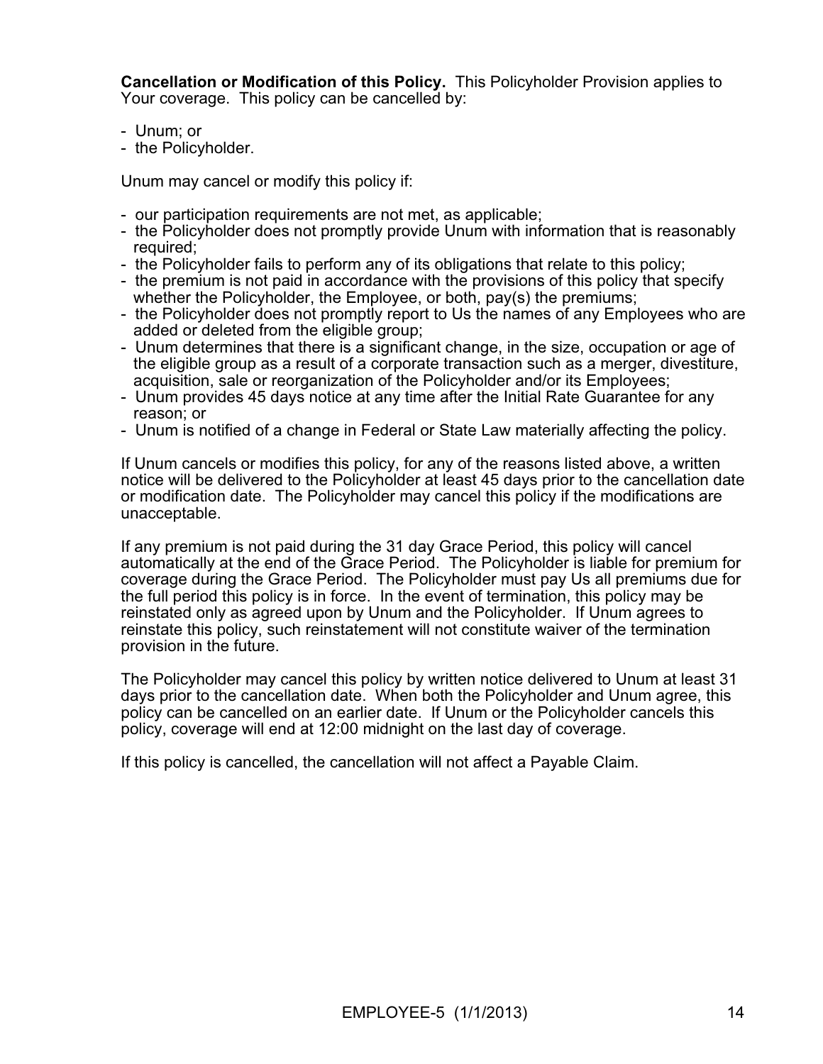**Cancellation or Modification of this Policy.** This Policyholder Provision applies to Your coverage. This policy can be cancelled by:

- Unum; or
- the Policyholder.

Unum may cancel or modify this policy if:

- our participation requirements are not met, as applicable;
- the Policyholder does not promptly provide Unum with information that is reasonably required;
- the Policyholder fails to perform any of its obligations that relate to this policy;
- the premium is not paid in accordance with the provisions of this policy that specify whether the Policyholder, the Employee, or both, pay(s) the premiums;
- the Policyholder does not promptly report to Us the names of any Employees who are added or deleted from the eligible group;
- Unum determines that there is a significant change, in the size, occupation or age of the eligible group as a result of a corporate transaction such as a merger, divestiture, acquisition, sale or reorganization of the Policyholder and/or its Employees;
- Unum provides 45 days notice at any time after the Initial Rate Guarantee for any reason; or
- Unum is notified of a change in Federal or State Law materially affecting the policy.

If Unum cancels or modifies this policy, for any of the reasons listed above, a written notice will be delivered to the Policyholder at least 45 days prior to the cancellation date or modification date. The Policyholder may cancel this policy if the modifications are unacceptable.

If any premium is not paid during the 31 day Grace Period, this policy will cancel automatically at the end of the Grace Period. The Policyholder is liable for premium for coverage during the Grace Period. The Policyholder must pay Us all premiums due for the full period this policy is in force. In the event of termination, this policy may be reinstated only as agreed upon by Unum and the Policyholder. If Unum agrees to reinstate this policy, such reinstatement will not constitute waiver of the termination provision in the future.

The Policyholder may cancel this policy by written notice delivered to Unum at least 31 days prior to the cancellation date. When both the Policyholder and Unum agree, this policy can be cancelled on an earlier date. If Unum or the Policyholder cancels this policy, coverage will end at 12:00 midnight on the last day of coverage.

If this policy is cancelled, the cancellation will not affect a Payable Claim.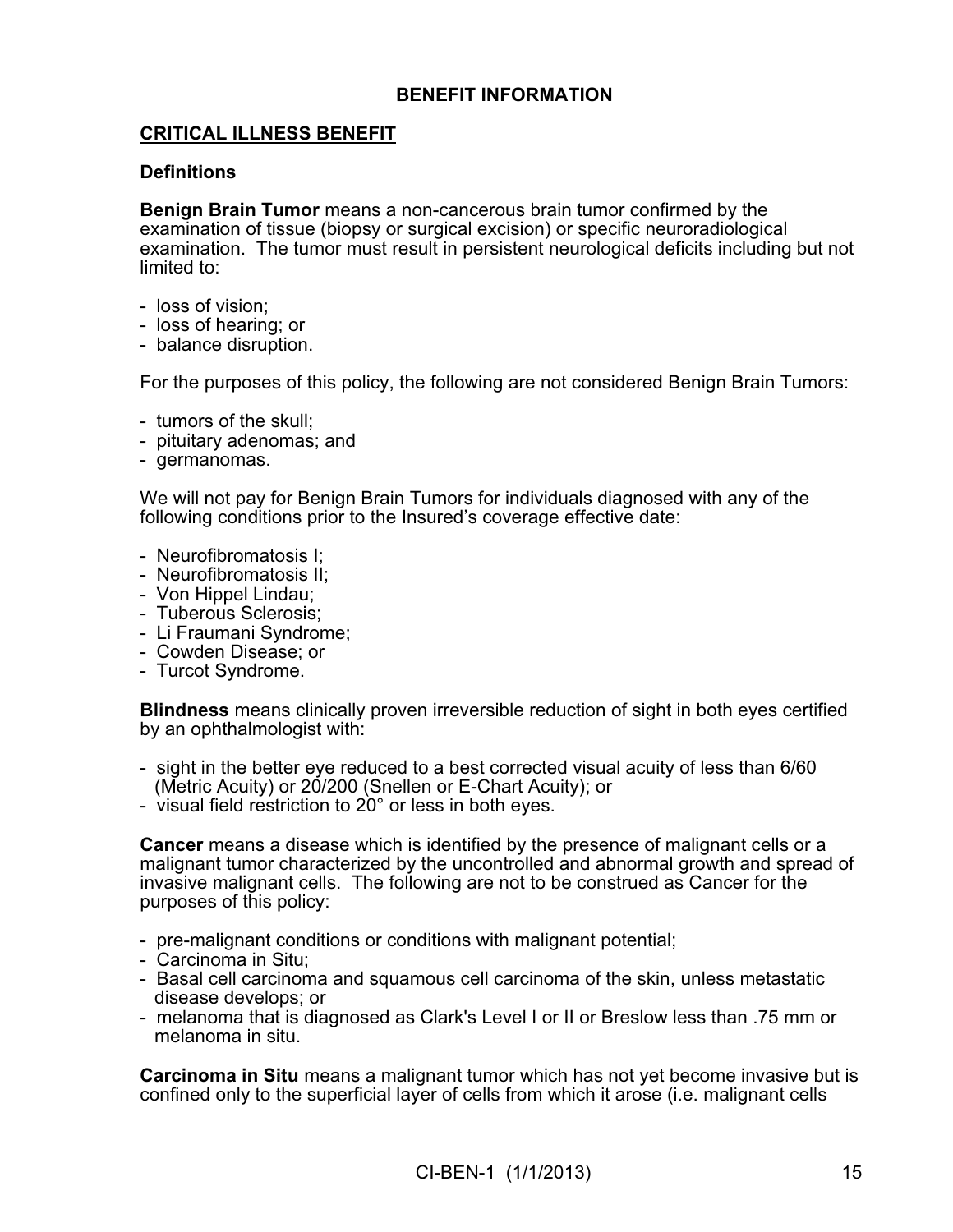## BENEFIT INFORMATION

### CRITICAL ILLNESS BENEFIT

#### Definitions

**Benign Brain Tumor** means a non-cancerous brain tumor confirmed by the examination of tissue (biopsy or surgical excision) or specific neuroradiological examination. The tumor must result in persistent neurological deficits including but not limited to:

- loss of vision;
- loss of hearing; or
- balance disruption.

For the purposes of this policy, the following are not considered Benign Brain Tumors:

- tumors of the skull;
- pituitary adenomas; and
- germanomas.

We will not pay for Benign Brain Tumors for individuals diagnosed with any of the following conditions prior to the Insured's coverage effective date:

- Neurofibromatosis I;
- Neurofibromatosis II;
- Von Hippel Lindau;
- Tuberous Sclerosis;
- Li Fraumani Syndrome;
- Cowden Disease; or
- Turcot Syndrome.

**Blindness** means clinically proven irreversible reduction of sight in both eyes certified by an ophthalmologist with:

- sight in the better eye reduced to a best corrected visual acuity of less than 6/60 (Metric Acuity) or 20/200 (Snellen or E-Chart Acuity); or
- visual field restriction to 20° or less in both eyes.

**Cancer** means a disease which is identified by the presence of malignant cells or a malignant tumor characterized by the uncontrolled and abnormal growth and spread of invasive malignant cells. The following are not to be construed as Cancer for the purposes of this policy:

- pre-malignant conditions or conditions with malignant potential;
- Carcinoma in Situ;
- Basal cell carcinoma and squamous cell carcinoma of the skin, unless metastatic disease develops; or
- melanoma that is diagnosed as Clark's Level I or II or Breslow less than .75 mm or melanoma in situ.

**Carcinoma in Situ** means a malignant tumor which has not yet become invasive but is confined only to the superficial layer of cells from which it arose (i.e. malignant cells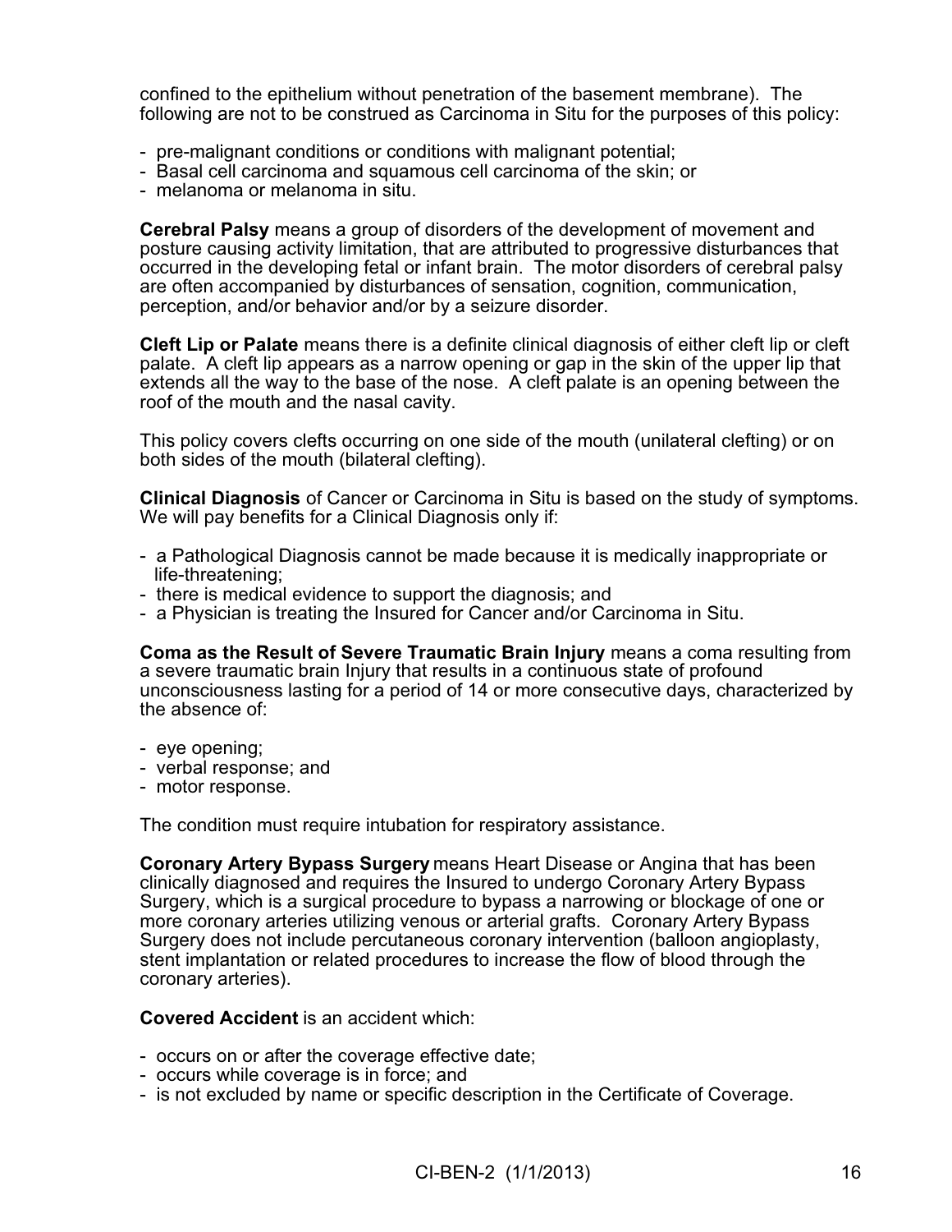confined to the epithelium without penetration of the basement membrane). The following are not to be construed as Carcinoma in Situ for the purposes of this policy:

- pre-malignant conditions or conditions with malignant potential;
- Basal cell carcinoma and squamous cell carcinoma of the skin; or
- melanoma or melanoma in situ.

**Cerebral Palsy** means a group of disorders of the development of movement and posture causing activity limitation, that are attributed to progressive disturbances that occurred in the developing fetal or infant brain. The motor disorders of cerebral palsy are often accompanied by disturbances of sensation, cognition, communication, perception, and/or behavior and/or by a seizure disorder.

**Cleft Lip or Palate** means there is a definite clinical diagnosis of either cleft lip or cleft palate. A cleft lip appears as a narrow opening or gap in the skin of the upper lip that extends all the way to the base of the nose. A cleft palate is an opening between the roof of the mouth and the nasal cavity.

This policy covers clefts occurring on one side of the mouth (unilateral clefting) or on both sides of the mouth (bilateral clefting).

**Clinical Diagnosis** of Cancer or Carcinoma in Situ is based on the study of symptoms. We will pay benefits for a Clinical Diagnosis only if:

- a Pathological Diagnosis cannot be made because it is medically inappropriate or life-threatening;
- there is medical evidence to support the diagnosis; and
- a Physician is treating the Insured for Cancer and/or Carcinoma in Situ.

**Coma as the Result of Severe Traumatic Brain Injury** means a coma resulting from a severe traumatic brain Injury that results in a continuous state of profound unconsciousness lasting for a period of 14 or more consecutive days, characterized by the absence of:

- eye opening;
- verbal response; and
- motor response.

The condition must require intubation for respiratory assistance.

**Coronary Artery Bypass Surgery** means Heart Disease or Angina that has been clinically diagnosed and requires the Insured to undergo Coronary Artery Bypass Surgery, which is a surgical procedure to bypass a narrowing or blockage of one or more coronary arteries utilizing venous or arterial grafts. Coronary Artery Bypass Surgery does not include percutaneous coronary intervention (balloon angioplasty, stent implantation or related procedures to increase the flow of blood through the coronary arteries).

**Covered Accident** is an accident which:

- occurs on or after the coverage effective date;
- occurs while coverage is in force; and
- is not excluded by name or specific description in the Certificate of Coverage.

CI-BEN-2 (1/1/2013)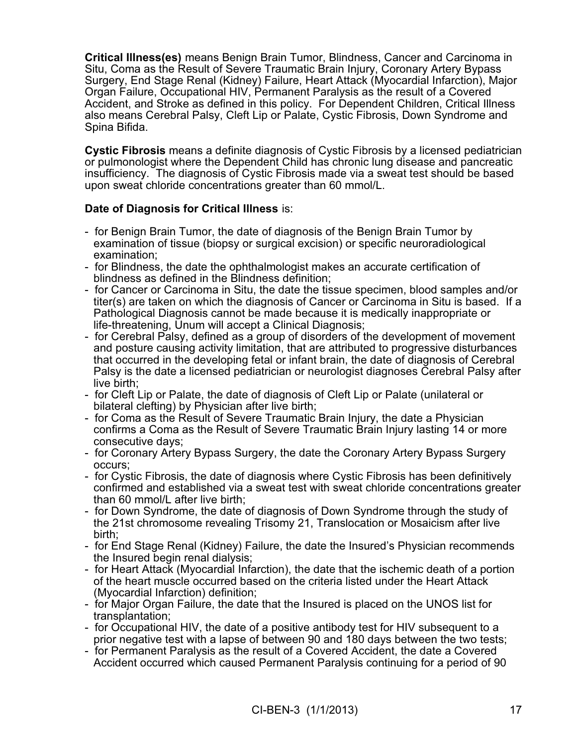**Critical Illness(es)** means Benign Brain Tumor, Blindness, Cancer and Carcinoma in Situ, Coma as the Result of Severe Traumatic Brain Injury, Coronary Artery Bypass Surgery, End Stage Renal (Kidney) Failure, Heart Attack (Myocardial Infarction), Major Organ Failure, Occupational HIV, Permanent Paralysis as the result of a Covered Accident, and Stroke as defined in this policy. For Dependent Children, Critical Illness also means Cerebral Palsy, Cleft Lip or Palate, Cystic Fibrosis, Down Syndrome and Spina Bifida.

**Cystic Fibrosis** means a definite diagnosis of Cystic Fibrosis by a licensed pediatrician or pulmonologist where the Dependent Child has chronic lung disease and pancreatic insufficiency. The diagnosis of Cystic Fibrosis made via a sweat test should be based upon sweat chloride concentrations greater than 60 mmol/L.

**Date of Diagnosis for Critical Illness** is:

- for Benign Brain Tumor, the date of diagnosis of the Benign Brain Tumor by examination of tissue (biopsy or surgical excision) or specific neuroradiological examination;
- for Blindness, the date the ophthalmologist makes an accurate certification of blindness as defined in the Blindness definition;
- for Cancer or Carcinoma in Situ, the date the tissue specimen, blood samples and/or titer(s) are taken on which the diagnosis of Cancer or Carcinoma in Situ is based. If a Pathological Diagnosis cannot be made because it is medically inappropriate or life-threatening, Unum will accept a Clinical Diagnosis;
- for Cerebral Palsy, defined as a group of disorders of the development of movement and posture causing activity limitation, that are attributed to progressive disturbances that occurred in the developing fetal or infant brain, the date of diagnosis of Cerebral Palsy is the date a licensed pediatrician or neurologist diagnoses Cerebral Palsy after live birth;
- for Cleft Lip or Palate, the date of diagnosis of Cleft Lip or Palate (unilateral or bilateral clefting) by Physician after live birth;
- for Coma as the Result of Severe Traumatic Brain Injury, the date a Physician confirms a Coma as the Result of Severe Traumatic Brain Injury lasting 14 or more consecutive days;
- for Coronary Artery Bypass Surgery, the date the Coronary Artery Bypass Surgery occurs;
- for Cystic Fibrosis, the date of diagnosis where Cystic Fibrosis has been definitively confirmed and established via a sweat test with sweat chloride concentrations greater than 60 mmol/L after live birth;
- for Down Syndrome, the date of diagnosis of Down Syndrome through the study of the 21st chromosome revealing Trisomy 21, Translocation or Mosaicism after live birth;
- for End Stage Renal (Kidney) Failure, the date the Insured's Physician recommends the Insured begin renal dialysis;
- for Heart Attack (Myocardial Infarction), the date that the ischemic death of a portion of the heart muscle occurred based on the criteria listed under the Heart Attack (Myocardial Infarction) definition;
- for Major Organ Failure, the date that the Insured is placed on the UNOS list for transplantation;
- for Occupational HIV, the date of a positive antibody test for HIV subsequent to a prior negative test with a lapse of between 90 and 180 days between the two tests;
- for Permanent Paralysis as the result of a Covered Accident, the date a Covered Accident occurred which caused Permanent Paralysis continuing for a period of 90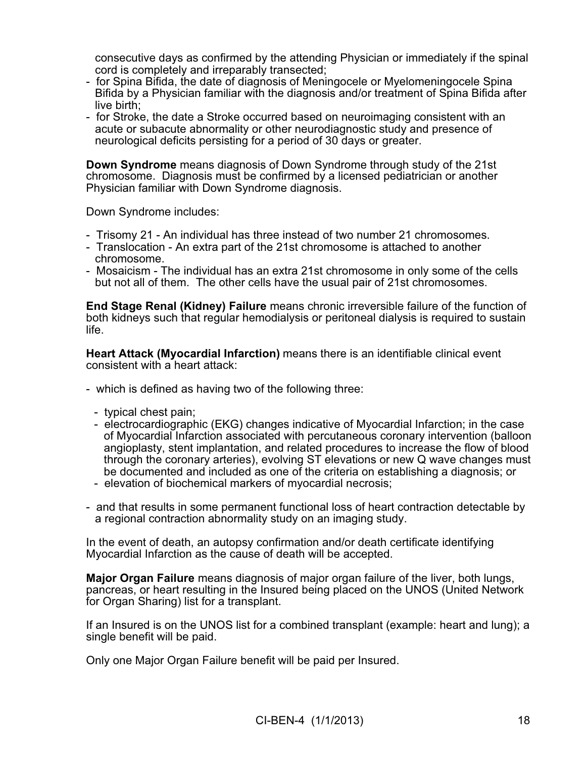consecutive days as confirmed by the attending Physician or immediately if the spinal cord is completely and irreparably transected;

- for Spina Bifida, the date of diagnosis of Meningocele or Myelomeningocele Spina Bifida by a Physician familiar with the diagnosis and/or treatment of Spina Bifida after live birth;
- for Stroke, the date a Stroke occurred based on neuroimaging consistent with an acute or subacute abnormality or other neurodiagnostic study and presence of neurological deficits persisting for a period of 30 days or greater.

**Down Syndrome** means diagnosis of Down Syndrome through study of the 21st chromosome. Diagnosis must be confirmed by a licensed pediatrician or another Physician familiar with Down Syndrome diagnosis.

Down Syndrome includes:

- Trisomy 21 - An individual has three instead of two number 21 chromosomes.
- Translocation - An extra part of the 21st chromosome is attached to another chromosome.
- Mosaicism - The individual has an extra 21st chromosome in only some of the cells but not all of them. The other cells have the usual pair of 21st chromosomes.

**End Stage Renal (Kidney) Failure** means chronic irreversible failure of the function of both kidneys such that regular hemodialysis or peritoneal dialysis is required to sustain life.

**Heart Attack (Myocardial Infarction)** means there is an identifiable clinical event consistent with a heart attack:

- which is defined as having two of the following three:
  - typical chest pain;
  - electrocardiographic (EKG) changes indicative of Myocardial Infarction; in the case of Myocardial Infarction associated with percutaneous coronary intervention (balloon angioplasty, stent implantation, and related procedures to increase the flow of blood through the coronary arteries), evolving ST elevations or new Q wave changes must be documented and included as one of the criteria on establishing a diagnosis; or
  - elevation of biochemical markers of myocardial necrosis;
- and that results in some permanent functional loss of heart contraction detectable by a regional contraction abnormality study on an imaging study.

In the event of death, an autopsy confirmation and/or death certificate identifying Myocardial Infarction as the cause of death will be accepted.

**Major Organ Failure** means diagnosis of major organ failure of the liver, both lungs, pancreas, or heart resulting in the Insured being placed on the UNOS (United Network for Organ Sharing) list for a transplant.

If an Insured is on the UNOS list for a combined transplant (example: heart and lung); a single benefit will be paid.

Only one Major Organ Failure benefit will be paid per Insured.

CI-BEN-4 (1/1/2013)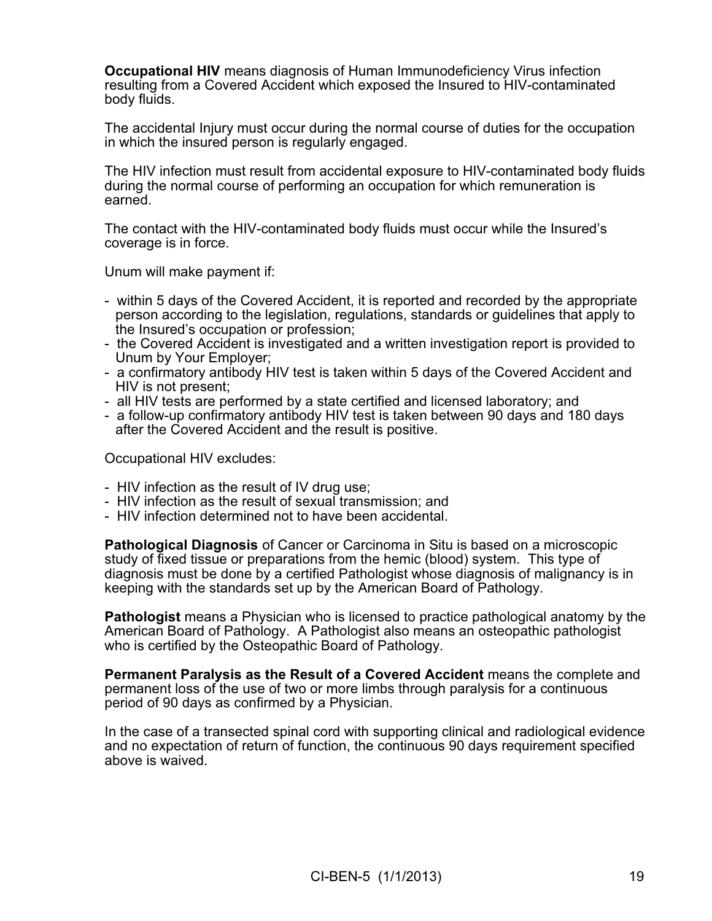**Occupational HIV** means diagnosis of Human Immunodeficiency Virus infection resulting from a Covered Accident which exposed the Insured to HIV-contaminated body fluids.

The accidental Injury must occur during the normal course of duties for the occupation in which the insured person is regularly engaged.

The HIV infection must result from accidental exposure to HIV-contaminated body fluids during the normal course of performing an occupation for which remuneration is earned.

The contact with the HIV-contaminated body fluids must occur while the Insured's coverage is in force.

Unum will make payment if:

- within 5 days of the Covered Accident, it is reported and recorded by the appropriate person according to the legislation, regulations, standards or guidelines that apply to the Insured's occupation or profession;
- the Covered Accident is investigated and a written investigation report is provided to Unum by Your Employer;
- a confirmatory antibody HIV test is taken within 5 days of the Covered Accident and HIV is not present;
- all HIV tests are performed by a state certified and licensed laboratory; and
- a follow-up confirmatory antibody HIV test is taken between 90 days and 180 days after the Covered Accident and the result is positive.

Occupational HIV excludes:

- HIV infection as the result of IV drug use;
- HIV infection as the result of sexual transmission; and
- HIV infection determined not to have been accidental.

**Pathological Diagnosis** of Cancer or Carcinoma in Situ is based on a microscopic study of fixed tissue or preparations from the hemic (blood) system. This type of diagnosis must be done by a certified Pathologist whose diagnosis of malignancy is in keeping with the standards set up by the American Board of Pathology.

**Pathologist** means a Physician who is licensed to practice pathological anatomy by the American Board of Pathology. A Pathologist also means an osteopathic pathologist who is certified by the Osteopathic Board of Pathology.

**Permanent Paralysis as the Result of a Covered Accident** means the complete and permanent loss of the use of two or more limbs through paralysis for a continuous period of 90 days as confirmed by a Physician.

In the case of a transected spinal cord with supporting clinical and radiological evidence and no expectation of return of function, the continuous 90 days requirement specified above is waived.

CI-BEN-5 (1/1/2013)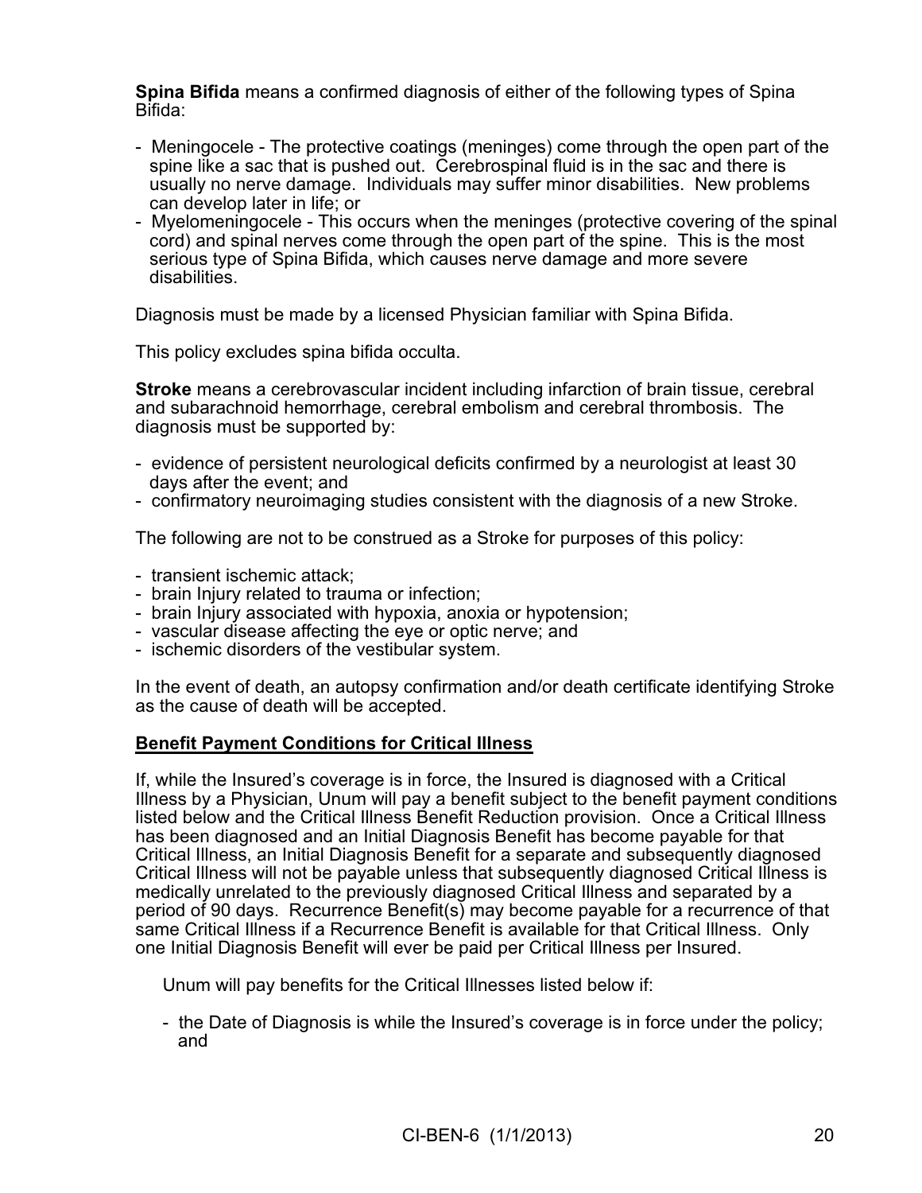**Spina Bifida** means a confirmed diagnosis of either of the following types of Spina Bifida:

- Meningocele - The protective coatings (meninges) come through the open part of the spine like a sac that is pushed out. Cerebrospinal fluid is in the sac and there is usually no nerve damage. Individuals may suffer minor disabilities. New problems can develop later in life; or
- Myelomeningocele - This occurs when the meninges (protective covering of the spinal cord) and spinal nerves come through the open part of the spine. This is the most serious type of Spina Bifida, which causes nerve damage and more severe disabilities.

Diagnosis must be made by a licensed Physician familiar with Spina Bifida.

This policy excludes spina bifida occulta.

**Stroke** means a cerebrovascular incident including infarction of brain tissue, cerebral and subarachnoid hemorrhage, cerebral embolism and cerebral thrombosis. The diagnosis must be supported by:

- evidence of persistent neurological deficits confirmed by a neurologist at least 30 days after the event; and
- confirmatory neuroimaging studies consistent with the diagnosis of a new Stroke.

The following are not to be construed as a Stroke for purposes of this policy:

- transient ischemic attack;
- brain Injury related to trauma or infection;
- brain Injury associated with hypoxia, anoxia or hypotension;
- vascular disease affecting the eye or optic nerve; and
- ischemic disorders of the vestibular system.

In the event of death, an autopsy confirmation and/or death certificate identifying Stroke as the cause of death will be accepted.

**<u>Benefit Payment Conditions for Critical Illness</u>**

If, while the Insured's coverage is in force, the Insured is diagnosed with a Critical Illness by a Physician, Unum will pay a benefit subject to the benefit payment conditions listed below and the Critical Illness Benefit Reduction provision. Once a Critical Illness has been diagnosed and an Initial Diagnosis Benefit has become payable for that Critical Illness, an Initial Diagnosis Benefit for a separate and subsequently diagnosed Critical Illness will not be payable unless that subsequently diagnosed Critical Illness is medically unrelated to the previously diagnosed Critical Illness and separated by a period of 90 days. Recurrence Benefit(s) may become payable for a recurrence of that same Critical Illness if a Recurrence Benefit is available for that Critical Illness. Only one Initial Diagnosis Benefit will ever be paid per Critical Illness per Insured.

Unum will pay benefits for the Critical Illnesses listed below if:

- the Date of Diagnosis is while the Insured's coverage is in force under the policy; and

CI-BEN-6 (1/1/2013)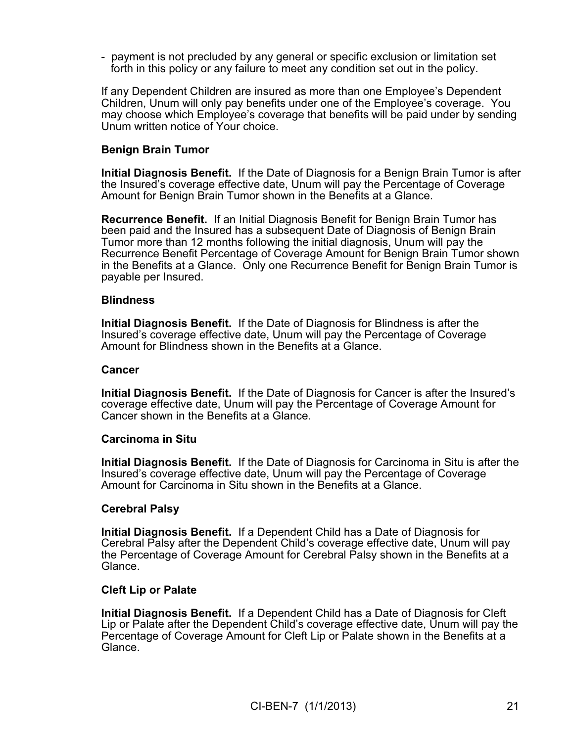- payment is not precluded by any general or specific exclusion or limitation set forth in this policy or any failure to meet any condition set out in the policy.

If any Dependent Children are insured as more than one Employee's Dependent Children, Unum will only pay benefits under one of the Employee's coverage. You may choose which Employee's coverage that benefits will be paid under by sending Unum written notice of Your choice.

**Benign Brain Tumor**

**Initial Diagnosis Benefit.** If the Date of Diagnosis for a Benign Brain Tumor is after the Insured's coverage effective date, Unum will pay the Percentage of Coverage Amount for Benign Brain Tumor shown in the Benefits at a Glance.

**Recurrence Benefit.** If an Initial Diagnosis Benefit for Benign Brain Tumor has been paid and the Insured has a subsequent Date of Diagnosis of Benign Brain Tumor more than 12 months following the initial diagnosis, Unum will pay the Recurrence Benefit Percentage of Coverage Amount for Benign Brain Tumor shown in the Benefits at a Glance. Only one Recurrence Benefit for Benign Brain Tumor is payable per Insured.

**Blindness**

**Initial Diagnosis Benefit.** If the Date of Diagnosis for Blindness is after the Insured's coverage effective date, Unum will pay the Percentage of Coverage Amount for Blindness shown in the Benefits at a Glance.

**Cancer**

**Initial Diagnosis Benefit.** If the Date of Diagnosis for Cancer is after the Insured's coverage effective date, Unum will pay the Percentage of Coverage Amount for Cancer shown in the Benefits at a Glance.

**Carcinoma in Situ**

**Initial Diagnosis Benefit.** If the Date of Diagnosis for Carcinoma in Situ is after the Insured's coverage effective date, Unum will pay the Percentage of Coverage Amount for Carcinoma in Situ shown in the Benefits at a Glance.

**Cerebral Palsy**

**Initial Diagnosis Benefit.** If a Dependent Child has a Date of Diagnosis for Cerebral Palsy after the Dependent Child's coverage effective date, Unum will pay the Percentage of Coverage Amount for Cerebral Palsy shown in the Benefits at a Glance.

**Cleft Lip or Palate**

**Initial Diagnosis Benefit.** If a Dependent Child has a Date of Diagnosis for Cleft Lip or Palate after the Dependent Child's coverage effective date, Unum will pay the Percentage of Coverage Amount for Cleft Lip or Palate shown in the Benefits at a Glance.

CI-BEN-7 (1/1/2013)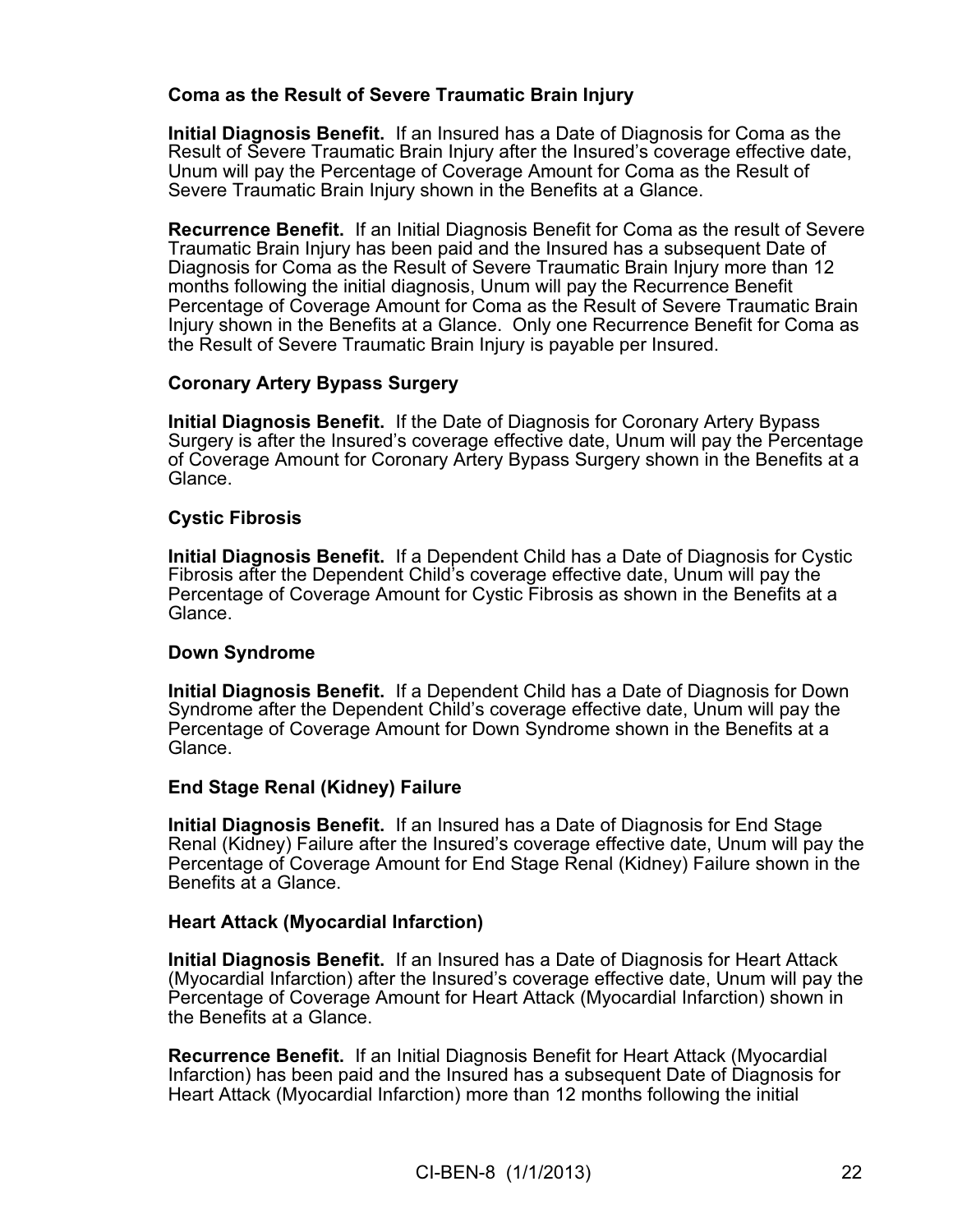**Coma as the Result of Severe Traumatic Brain Injury**

**Initial Diagnosis Benefit.** If an Insured has a Date of Diagnosis for Coma as the Result of Severe Traumatic Brain Injury after the Insured's coverage effective date, Unum will pay the Percentage of Coverage Amount for Coma as the Result of Severe Traumatic Brain Injury shown in the Benefits at a Glance.

**Recurrence Benefit.** If an Initial Diagnosis Benefit for Coma as the result of Severe Traumatic Brain Injury has been paid and the Insured has a subsequent Date of Diagnosis for Coma as the Result of Severe Traumatic Brain Injury more than 12 months following the initial diagnosis, Unum will pay the Recurrence Benefit Percentage of Coverage Amount for Coma as the Result of Severe Traumatic Brain Injury shown in the Benefits at a Glance. Only one Recurrence Benefit for Coma as the Result of Severe Traumatic Brain Injury is payable per Insured.

**Coronary Artery Bypass Surgery**

**Initial Diagnosis Benefit.** If the Date of Diagnosis for Coronary Artery Bypass Surgery is after the Insured's coverage effective date, Unum will pay the Percentage of Coverage Amount for Coronary Artery Bypass Surgery shown in the Benefits at a Glance.

**Cystic Fibrosis**

**Initial Diagnosis Benefit.** If a Dependent Child has a Date of Diagnosis for Cystic Fibrosis after the Dependent Child's coverage effective date, Unum will pay the Percentage of Coverage Amount for Cystic Fibrosis as shown in the Benefits at a Glance.

**Down Syndrome**

**Initial Diagnosis Benefit.** If a Dependent Child has a Date of Diagnosis for Down Syndrome after the Dependent Child's coverage effective date, Unum will pay the Percentage of Coverage Amount for Down Syndrome shown in the Benefits at a Glance.

**End Stage Renal (Kidney) Failure**

**Initial Diagnosis Benefit.** If an Insured has a Date of Diagnosis for End Stage Renal (Kidney) Failure after the Insured's coverage effective date, Unum will pay the Percentage of Coverage Amount for End Stage Renal (Kidney) Failure shown in the Benefits at a Glance.

**Heart Attack (Myocardial Infarction)**

**Initial Diagnosis Benefit.** If an Insured has a Date of Diagnosis for Heart Attack (Myocardial Infarction) after the Insured's coverage effective date, Unum will pay the Percentage of Coverage Amount for Heart Attack (Myocardial Infarction) shown in the Benefits at a Glance.

**Recurrence Benefit.** If an Initial Diagnosis Benefit for Heart Attack (Myocardial Infarction) has been paid and the Insured has a subsequent Date of Diagnosis for Heart Attack (Myocardial Infarction) more than 12 months following the initial

CI-BEN-8 (1/1/2013)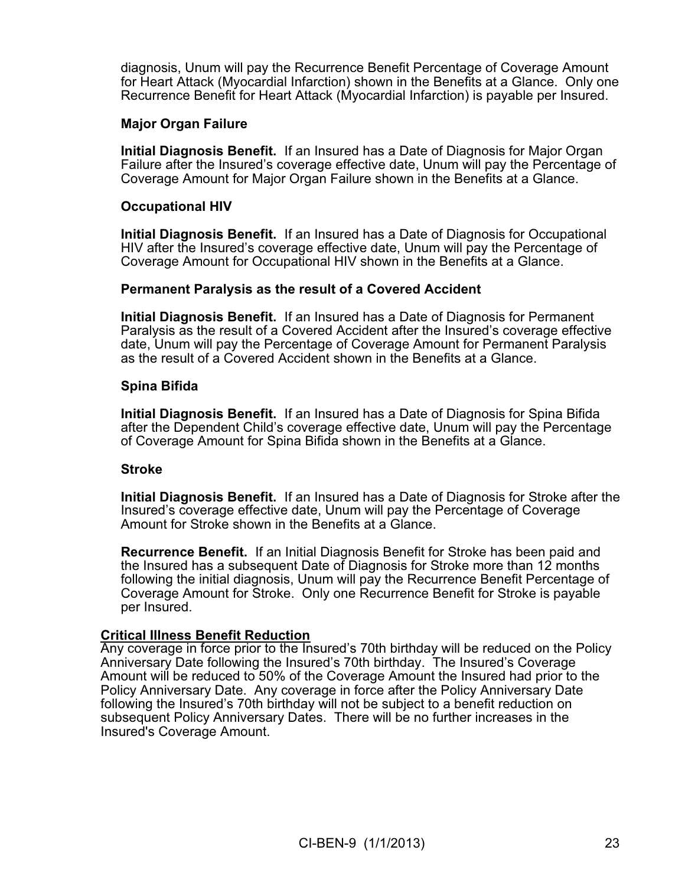diagnosis, Unum will pay the Recurrence Benefit Percentage of Coverage Amount for Heart Attack (Myocardial Infarction) shown in the Benefits at a Glance. Only one Recurrence Benefit for Heart Attack (Myocardial Infarction) is payable per Insured.

**Major Organ Failure**

**Initial Diagnosis Benefit.** If an Insured has a Date of Diagnosis for Major Organ Failure after the Insured's coverage effective date, Unum will pay the Percentage of Coverage Amount for Major Organ Failure shown in the Benefits at a Glance.

**Occupational HIV**

**Initial Diagnosis Benefit.** If an Insured has a Date of Diagnosis for Occupational HIV after the Insured's coverage effective date, Unum will pay the Percentage of Coverage Amount for Occupational HIV shown in the Benefits at a Glance.

**Permanent Paralysis as the result of a Covered Accident**

**Initial Diagnosis Benefit.** If an Insured has a Date of Diagnosis for Permanent Paralysis as the result of a Covered Accident after the Insured's coverage effective date, Unum will pay the Percentage of Coverage Amount for Permanent Paralysis as the result of a Covered Accident shown in the Benefits at a Glance.

**Spina Bifida**

**Initial Diagnosis Benefit.** If an Insured has a Date of Diagnosis for Spina Bifida after the Dependent Child's coverage effective date, Unum will pay the Percentage of Coverage Amount for Spina Bifida shown in the Benefits at a Glance.

**Stroke**

**Initial Diagnosis Benefit.** If an Insured has a Date of Diagnosis for Stroke after the Insured's coverage effective date, Unum will pay the Percentage of Coverage Amount for Stroke shown in the Benefits at a Glance.

**Recurrence Benefit.** If an Initial Diagnosis Benefit for Stroke has been paid and the Insured has a subsequent Date of Diagnosis for Stroke more than 12 months following the initial diagnosis, Unum will pay the Recurrence Benefit Percentage of Coverage Amount for Stroke. Only one Recurrence Benefit for Stroke is payable per Insured.

**Critical Illness Benefit Reduction**

Any coverage in force prior to the Insured's 70th birthday will be reduced on the Policy Anniversary Date following the Insured's 70th birthday. The Insured's Coverage Amount will be reduced to 50% of the Coverage Amount the Insured had prior to the Policy Anniversary Date. Any coverage in force after the Policy Anniversary Date following the Insured's 70th birthday will not be subject to a benefit reduction on subsequent Policy Anniversary Dates. There will be no further increases in the Insured's Coverage Amount.

CI-BEN-9 (1/1/2013)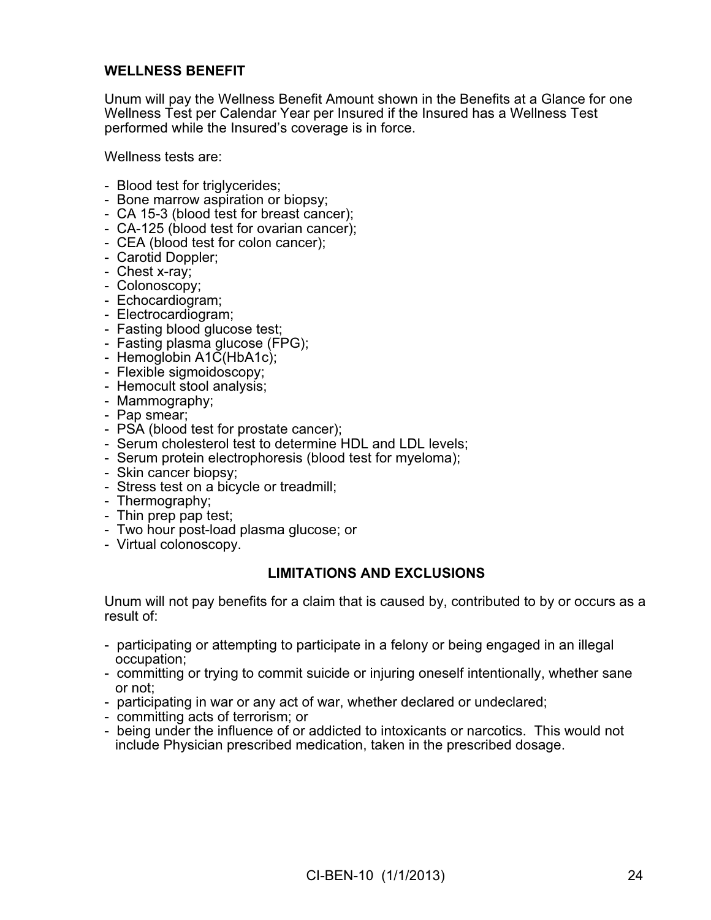## WELLNESS BENEFIT

Unum will pay the Wellness Benefit Amount shown in the Benefits at a Glance for one Wellness Test per Calendar Year per Insured if the Insured has a Wellness Test performed while the Insured's coverage is in force.

Wellness tests are:

- Blood test for triglycerides;
- Bone marrow aspiration or biopsy;
- CA 15-3 (blood test for breast cancer);
- CA-125 (blood test for ovarian cancer);
- CEA (blood test for colon cancer);
- Carotid Doppler;
- Chest x-ray;
- Colonoscopy;
- Echocardiogram;
- Electrocardiogram;
- Fasting blood glucose test;
- Fasting plasma glucose (FPG);
- Hemoglobin A1C(HbA1c);
- Flexible sigmoidoscopy;
- Hemocult stool analysis;
- Mammography;
- Pap smear;
- PSA (blood test for prostate cancer);
- Serum cholesterol test to determine HDL and LDL levels;
- Serum protein electrophoresis (blood test for myeloma);
- Skin cancer biopsy;
- Stress test on a bicycle or treadmill;
- Thermography;
- Thin prep pap test;
- Two hour post-load plasma glucose; or
- Virtual colonoscopy.

## LIMITATIONS AND EXCLUSIONS

Unum will not pay benefits for a claim that is caused by, contributed to by or occurs as a result of:

- participating or attempting to participate in a felony or being engaged in an illegal occupation;
- committing or trying to commit suicide or injuring oneself intentionally, whether sane or not;
- participating in war or any act of war, whether declared or undeclared;
- committing acts of terrorism; or
- being under the influence of or addicted to intoxicants or narcotics. This would not include Physician prescribed medication, taken in the prescribed dosage.

CI-BEN-10 (1/1/2013)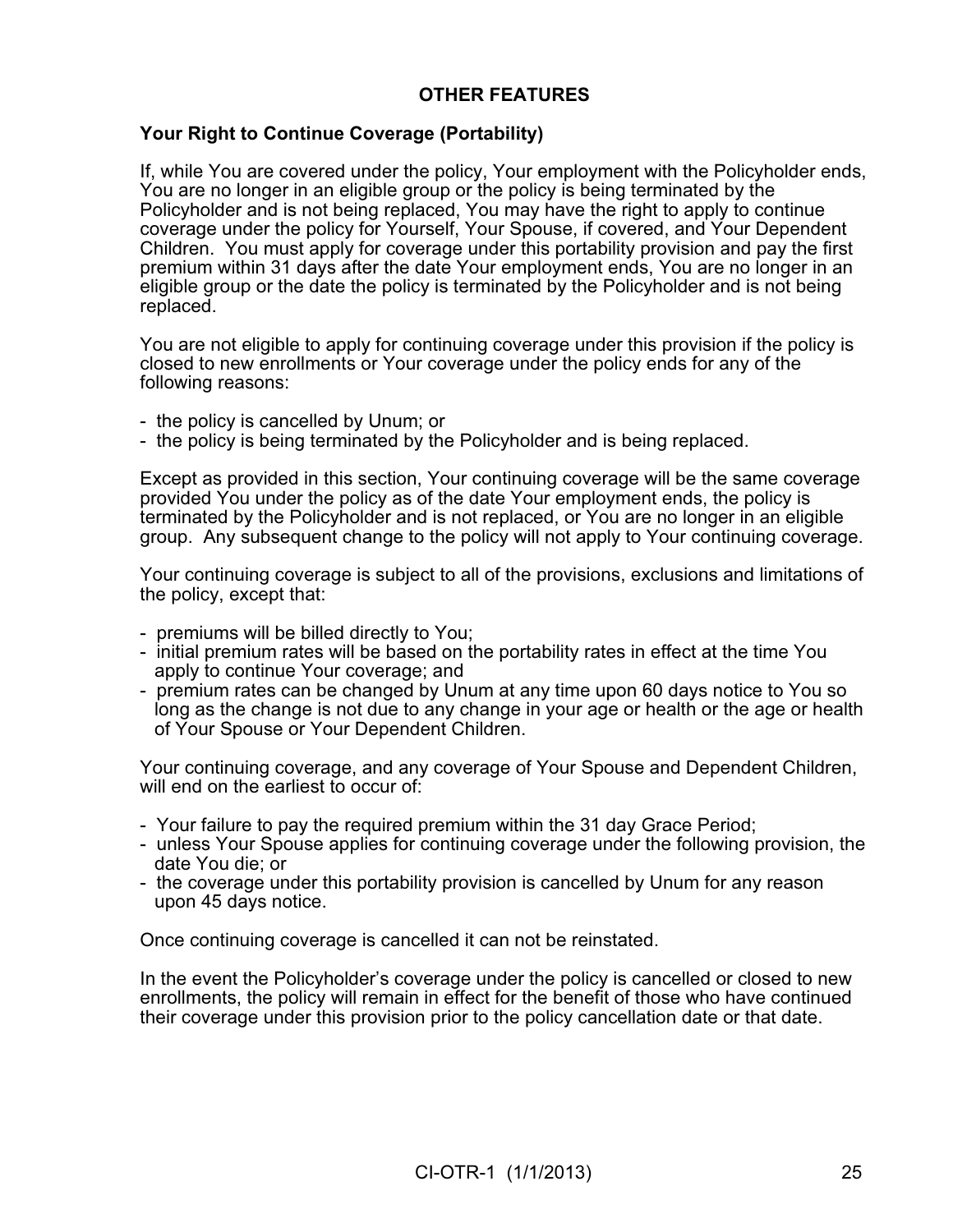## OTHER FEATURES

### Your Right to Continue Coverage (Portability)

If, while You are covered under the policy, Your employment with the Policyholder ends, You are no longer in an eligible group or the policy is being terminated by the Policyholder and is not being replaced, You may have the right to apply to continue coverage under the policy for Yourself, Your Spouse, if covered, and Your Dependent Children. You must apply for coverage under this portability provision and pay the first premium within 31 days after the date Your employment ends, You are no longer in an eligible group or the date the policy is terminated by the Policyholder and is not being replaced.

You are not eligible to apply for continuing coverage under this provision if the policy is closed to new enrollments or Your coverage under the policy ends for any of the following reasons:

- the policy is cancelled by Unum; or
- the policy is being terminated by the Policyholder and is being replaced.

Except as provided in this section, Your continuing coverage will be the same coverage provided You under the policy as of the date Your employment ends, the policy is terminated by the Policyholder and is not replaced, or You are no longer in an eligible group. Any subsequent change to the policy will not apply to Your continuing coverage.

Your continuing coverage is subject to all of the provisions, exclusions and limitations of the policy, except that:

- premiums will be billed directly to You;
- initial premium rates will be based on the portability rates in effect at the time You apply to continue Your coverage; and
- premium rates can be changed by Unum at any time upon 60 days notice to You so long as the change is not due to any change in your age or health or the age or health of Your Spouse or Your Dependent Children.

Your continuing coverage, and any coverage of Your Spouse and Dependent Children, will end on the earliest to occur of:

- Your failure to pay the required premium within the 31 day Grace Period;
- unless Your Spouse applies for continuing coverage under the following provision, the date You die; or
- the coverage under this portability provision is cancelled by Unum for any reason upon 45 days notice.

Once continuing coverage is cancelled it can not be reinstated.

In the event the Policyholder's coverage under the policy is cancelled or closed to new enrollments, the policy will remain in effect for the benefit of those who have continued their coverage under this provision prior to the policy cancellation date or that date.

CI-OTR-1 (1/1/2013)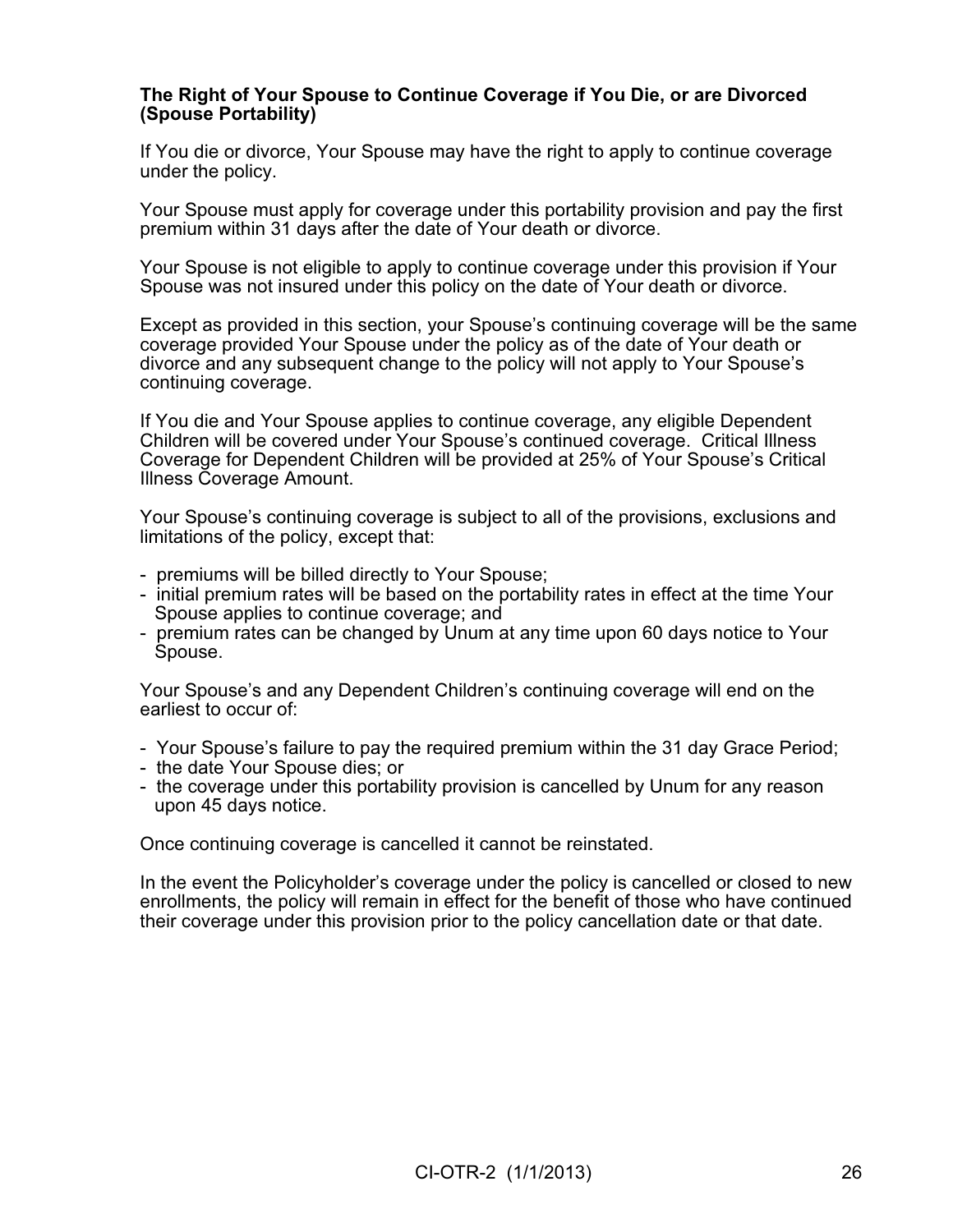**The Right of Your Spouse to Continue Coverage if You Die, or are Divorced (Spouse Portability)**

If You die or divorce, Your Spouse may have the right to apply to continue coverage under the policy.

Your Spouse must apply for coverage under this portability provision and pay the first premium within 31 days after the date of Your death or divorce.

Your Spouse is not eligible to apply to continue coverage under this provision if Your Spouse was not insured under this policy on the date of Your death or divorce.

Except as provided in this section, your Spouse's continuing coverage will be the same coverage provided Your Spouse under the policy as of the date of Your death or divorce and any subsequent change to the policy will not apply to Your Spouse's continuing coverage.

If You die and Your Spouse applies to continue coverage, any eligible Dependent Children will be covered under Your Spouse's continued coverage. Critical Illness Coverage for Dependent Children will be provided at 25% of Your Spouse's Critical Illness Coverage Amount.

Your Spouse's continuing coverage is subject to all of the provisions, exclusions and limitations of the policy, except that:

- premiums will be billed directly to Your Spouse;
- initial premium rates will be based on the portability rates in effect at the time Your Spouse applies to continue coverage; and
- premium rates can be changed by Unum at any time upon 60 days notice to Your Spouse.

Your Spouse's and any Dependent Children's continuing coverage will end on the earliest to occur of:

- Your Spouse's failure to pay the required premium within the 31 day Grace Period;
- the date Your Spouse dies; or
- the coverage under this portability provision is cancelled by Unum for any reason upon 45 days notice.

Once continuing coverage is cancelled it cannot be reinstated.

In the event the Policyholder's coverage under the policy is cancelled or closed to new enrollments, the policy will remain in effect for the benefit of those who have continued their coverage under this provision prior to the policy cancellation date or that date.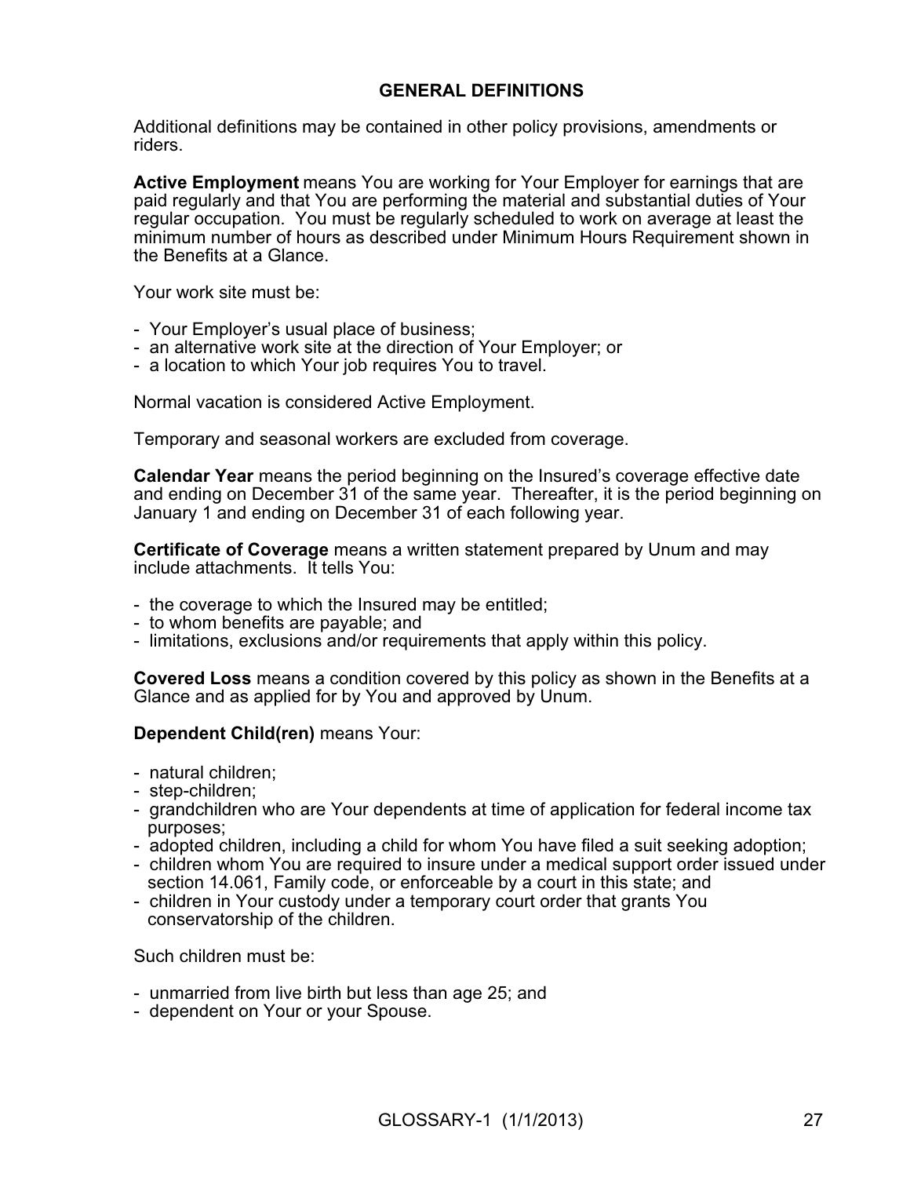## GENERAL DEFINITIONS

Additional definitions may be contained in other policy provisions, amendments or riders.

**Active Employment** means You are working for Your Employer for earnings that are paid regularly and that You are performing the material and substantial duties of Your regular occupation. You must be regularly scheduled to work on average at least the minimum number of hours as described under Minimum Hours Requirement shown in the Benefits at a Glance.

Your work site must be:

- Your Employer's usual place of business;
- an alternative work site at the direction of Your Employer; or
- a location to which Your job requires You to travel.

Normal vacation is considered Active Employment.

Temporary and seasonal workers are excluded from coverage.

**Calendar Year** means the period beginning on the Insured's coverage effective date and ending on December 31 of the same year. Thereafter, it is the period beginning on January 1 and ending on December 31 of each following year.

**Certificate of Coverage** means a written statement prepared by Unum and may include attachments. It tells You:

- the coverage to which the Insured may be entitled;
- to whom benefits are payable; and
- limitations, exclusions and/or requirements that apply within this policy.

**Covered Loss** means a condition covered by this policy as shown in the Benefits at a Glance and as applied for by You and approved by Unum.

**Dependent Child(ren)** means Your:

- natural children;
- step-children;
- grandchildren who are Your dependents at time of application for federal income tax purposes;
- adopted children, including a child for whom You have filed a suit seeking adoption;
- children whom You are required to insure under a medical support order issued under section 14.061, Family code, or enforceable by a court in this state; and
- children in Your custody under a temporary court order that grants You conservatorship of the children.

Such children must be:

- unmarried from live birth but less than age 25; and
- dependent on Your or your Spouse.

GLOSSARY-1 (1/1/2013)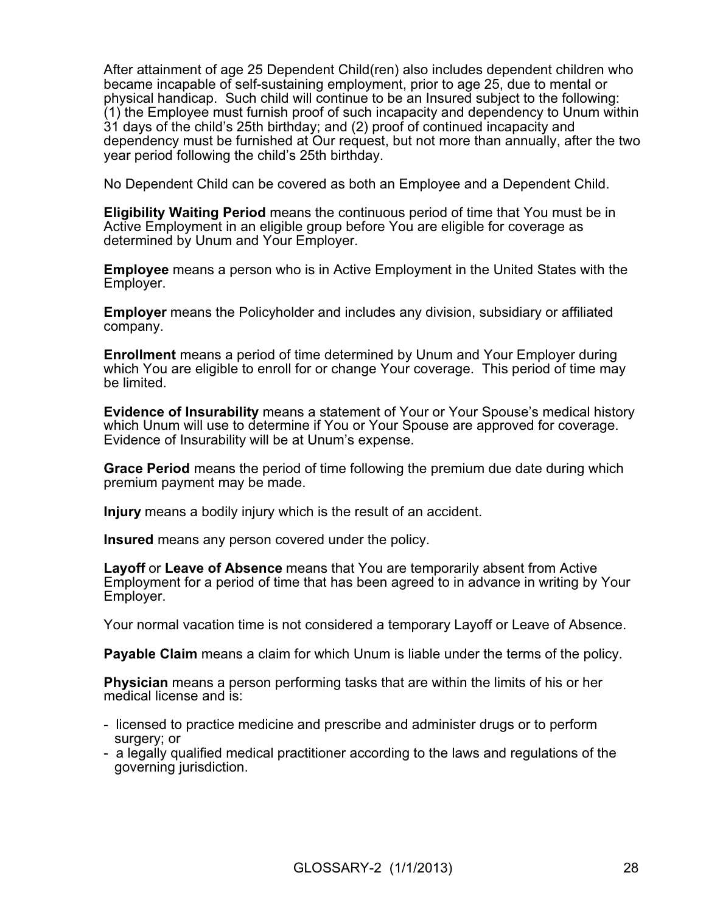After attainment of age 25 Dependent Child(ren) also includes dependent children who became incapable of self-sustaining employment, prior to age 25, due to mental or physical handicap. Such child will continue to be an Insured subject to the following: (1) the Employee must furnish proof of such incapacity and dependency to Unum within 31 days of the child's 25th birthday; and (2) proof of continued incapacity and dependency must be furnished at Our request, but not more than annually, after the two year period following the child's 25th birthday.

No Dependent Child can be covered as both an Employee and a Dependent Child.

**Eligibility Waiting Period** means the continuous period of time that You must be in Active Employment in an eligible group before You are eligible for coverage as determined by Unum and Your Employer.

**Employee** means a person who is in Active Employment in the United States with the Employer.

**Employer** means the Policyholder and includes any division, subsidiary or affiliated company.

**Enrollment** means a period of time determined by Unum and Your Employer during which You are eligible to enroll for or change Your coverage. This period of time may be limited.

**Evidence of Insurability** means a statement of Your or Your Spouse's medical history which Unum will use to determine if You or Your Spouse are approved for coverage. Evidence of Insurability will be at Unum's expense.

**Grace Period** means the period of time following the premium due date during which premium payment may be made.

**Injury** means a bodily injury which is the result of an accident.

**Insured** means any person covered under the policy.

**Layoff** or **Leave of Absence** means that You are temporarily absent from Active Employment for a period of time that has been agreed to in advance in writing by Your Employer.

Your normal vacation time is not considered a temporary Layoff or Leave of Absence.

**Payable Claim** means a claim for which Unum is liable under the terms of the policy.

**Physician** means a person performing tasks that are within the limits of his or her medical license and is:

- licensed to practice medicine and prescribe and administer drugs or to perform surgery; or
- a legally qualified medical practitioner according to the laws and regulations of the governing jurisdiction.

GLOSSARY-2 (1/1/2013)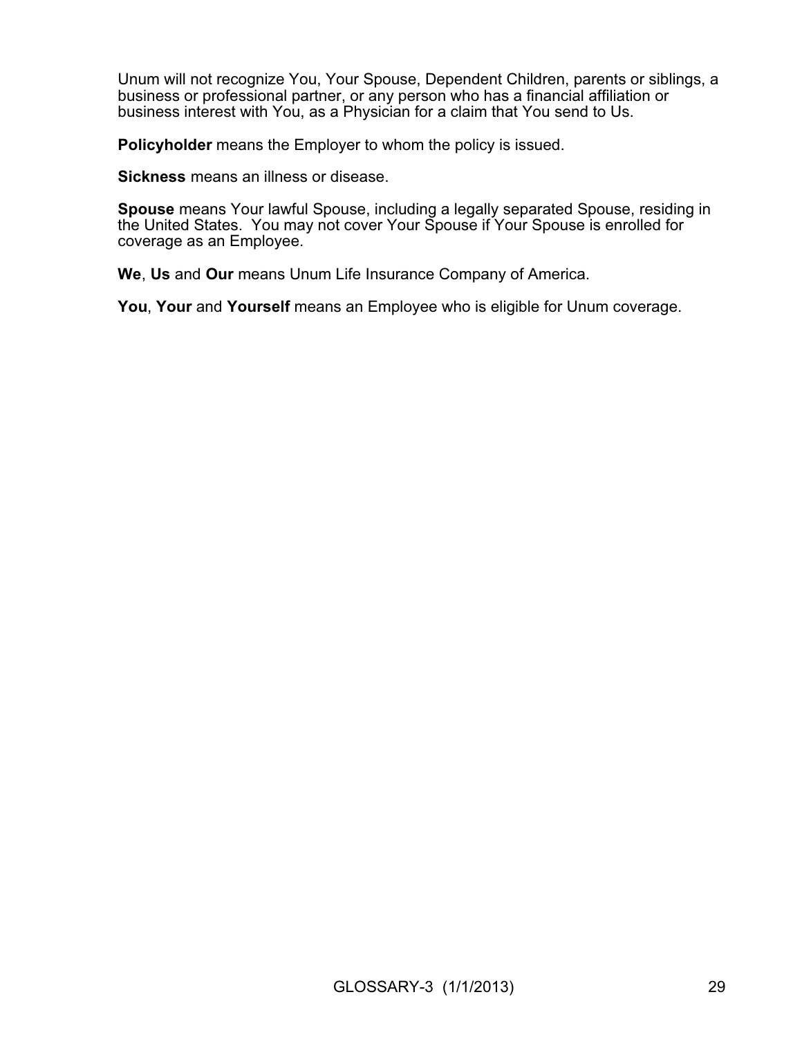Unum will not recognize You, Your Spouse, Dependent Children, parents or siblings, a business or professional partner, or any person who has a financial affiliation or business interest with You, as a Physician for a claim that You send to Us.

**Policyholder** means the Employer to whom the policy is issued.

**Sickness** means an illness or disease.

**Spouse** means Your lawful Spouse, including a legally separated Spouse, residing in the United States. You may not cover Your Spouse if Your Spouse is enrolled for coverage as an Employee.

**We**, **Us** and **Our** means Unum Life Insurance Company of America.

**You**, **Your** and **Yourself** means an Employee who is eligible for Unum coverage.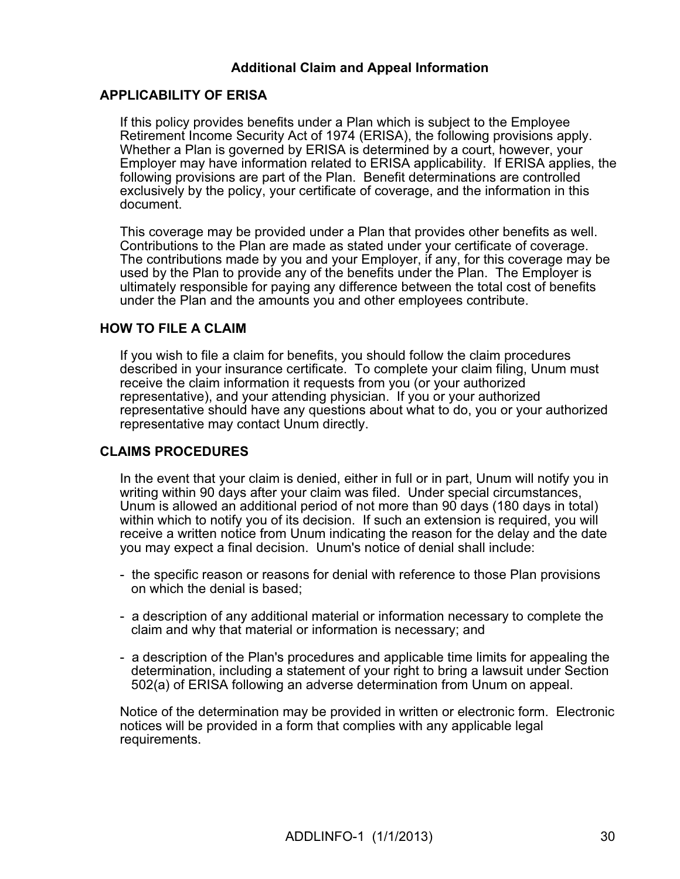## Additional Claim and Appeal Information

### APPLICABILITY OF ERISA

If this policy provides benefits under a Plan which is subject to the Employee Retirement Income Security Act of 1974 (ERISA), the following provisions apply. Whether a Plan is governed by ERISA is determined by a court, however, your Employer may have information related to ERISA applicability. If ERISA applies, the following provisions are part of the Plan. Benefit determinations are controlled exclusively by the policy, your certificate of coverage, and the information in this document.

This coverage may be provided under a Plan that provides other benefits as well. Contributions to the Plan are made as stated under your certificate of coverage. The contributions made by you and your Employer, if any, for this coverage may be used by the Plan to provide any of the benefits under the Plan. The Employer is ultimately responsible for paying any difference between the total cost of benefits under the Plan and the amounts you and other employees contribute.

### HOW TO FILE A CLAIM

If you wish to file a claim for benefits, you should follow the claim procedures described in your insurance certificate. To complete your claim filing, Unum must receive the claim information it requests from you (or your authorized representative), and your attending physician. If you or your authorized representative should have any questions about what to do, you or your authorized representative may contact Unum directly.

### CLAIMS PROCEDURES

In the event that your claim is denied, either in full or in part, Unum will notify you in writing within 90 days after your claim was filed. Under special circumstances, Unum is allowed an additional period of not more than 90 days (180 days in total) within which to notify you of its decision. If such an extension is required, you will receive a written notice from Unum indicating the reason for the delay and the date you may expect a final decision. Unum's notice of denial shall include:

- the specific reason or reasons for denial with reference to those Plan provisions on which the denial is based;
- a description of any additional material or information necessary to complete the claim and why that material or information is necessary; and
- a description of the Plan's procedures and applicable time limits for appealing the determination, including a statement of your right to bring a lawsuit under Section 502(a) of ERISA following an adverse determination from Unum on appeal.

Notice of the determination may be provided in written or electronic form. Electronic notices will be provided in a form that complies with any applicable legal requirements.

ADDLINFO-1 (1/1/2013)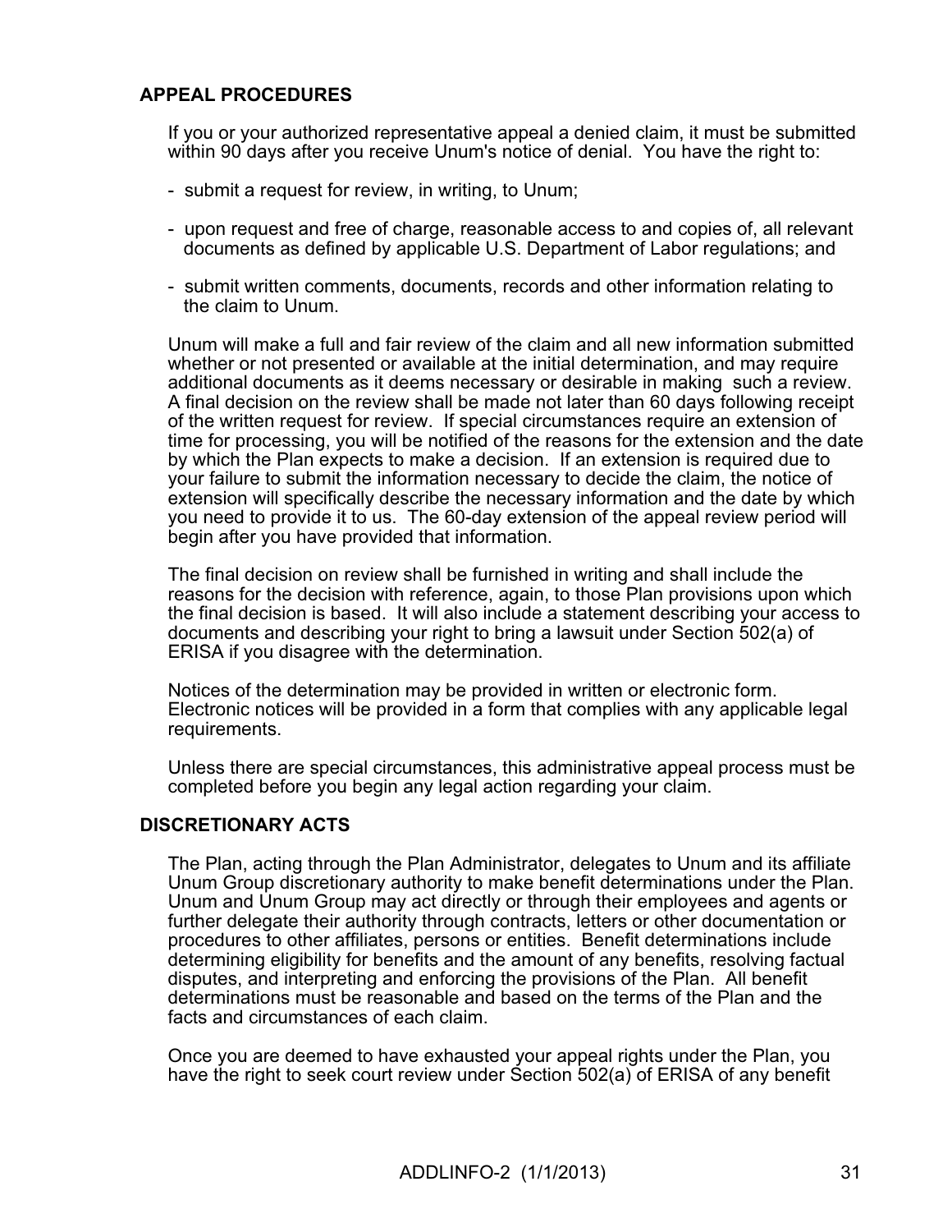## APPEAL PROCEDURES

If you or your authorized representative appeal a denied claim, it must be submitted within 90 days after you receive Unum's notice of denial. You have the right to:

- submit a request for review, in writing, to Unum;
- upon request and free of charge, reasonable access to and copies of, all relevant documents as defined by applicable U.S. Department of Labor regulations; and
- submit written comments, documents, records and other information relating to the claim to Unum.

Unum will make a full and fair review of the claim and all new information submitted whether or not presented or available at the initial determination, and may require additional documents as it deems necessary or desirable in making such a review. A final decision on the review shall be made not later than 60 days following receipt of the written request for review. If special circumstances require an extension of time for processing, you will be notified of the reasons for the extension and the date by which the Plan expects to make a decision. If an extension is required due to your failure to submit the information necessary to decide the claim, the notice of extension will specifically describe the necessary information and the date by which you need to provide it to us. The 60-day extension of the appeal review period will begin after you have provided that information.

The final decision on review shall be furnished in writing and shall include the reasons for the decision with reference, again, to those Plan provisions upon which the final decision is based. It will also include a statement describing your access to documents and describing your right to bring a lawsuit under Section 502(a) of ERISA if you disagree with the determination.

Notices of the determination may be provided in written or electronic form. Electronic notices will be provided in a form that complies with any applicable legal requirements.

Unless there are special circumstances, this administrative appeal process must be completed before you begin any legal action regarding your claim.

## DISCRETIONARY ACTS

The Plan, acting through the Plan Administrator, delegates to Unum and its affiliate Unum Group discretionary authority to make benefit determinations under the Plan. Unum and Unum Group may act directly or through their employees and agents or further delegate their authority through contracts, letters or other documentation or procedures to other affiliates, persons or entities. Benefit determinations include determining eligibility for benefits and the amount of any benefits, resolving factual disputes, and interpreting and enforcing the provisions of the Plan. All benefit determinations must be reasonable and based on the terms of the Plan and the facts and circumstances of each claim.

Once you are deemed to have exhausted your appeal rights under the Plan, you have the right to seek court review under Section 502(a) of ERISA of any benefit

ADDLINFO-2 (1/1/2013)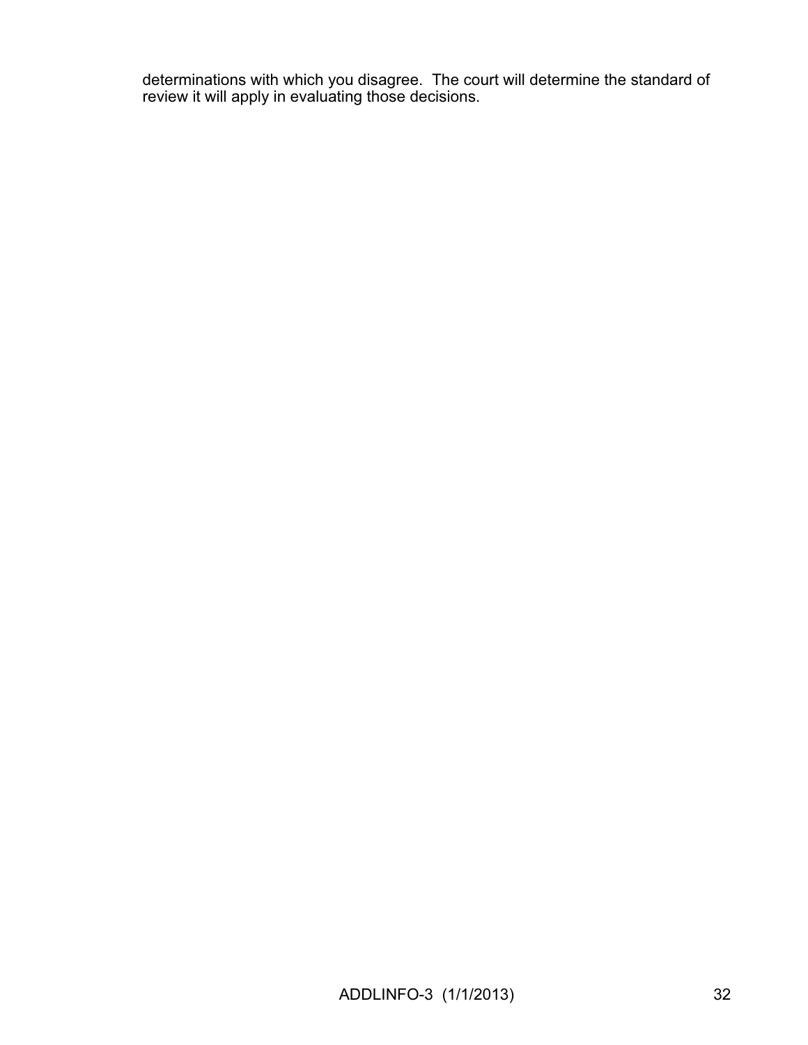determinations with which you disagree. The court will determine the standard of review it will apply in evaluating those decisions.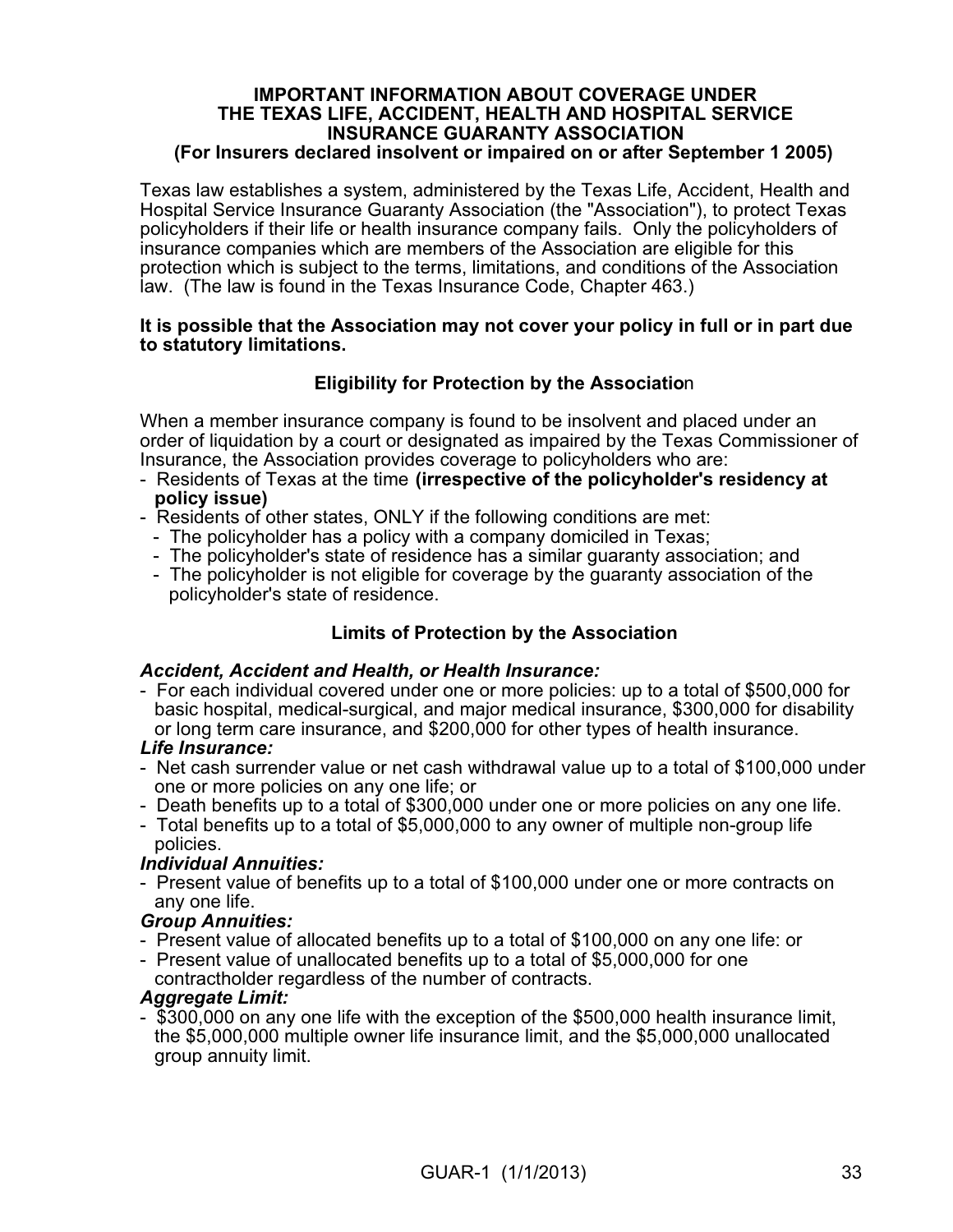# IMPORTANT INFORMATION ABOUT COVERAGE UNDER THE TEXAS LIFE, ACCIDENT, HEALTH AND HOSPITAL SERVICE INSURANCE GUARANTY ASSOCIATION

**(For Insurers declared insolvent or impaired on or after September 1 2005)**

Texas law establishes a system, administered by the Texas Life, Accident, Health and Hospital Service Insurance Guaranty Association (the "Association"), to protect Texas policyholders if their life or health insurance company fails. Only the policyholders of insurance companies which are members of the Association are eligible for this protection which is subject to the terms, limitations, and conditions of the Association law. (The law is found in the Texas Insurance Code, Chapter 463.)

**It is possible that the Association may not cover your policy in full or in part due to statutory limitations.**

## Eligibility for Protection by the Association

When a member insurance company is found to be insolvent and placed under an order of liquidation by a court or designated as impaired by the Texas Commissioner of Insurance, the Association provides coverage to policyholders who are:

- Residents of Texas at the time **(irrespective of the policyholder's residency at policy issue)**
- Residents of other states, ONLY if the following conditions are met:
  - The policyholder has a policy with a company domiciled in Texas;
  - The policyholder's state of residence has a similar guaranty association; and
  - The policyholder is not eligible for coverage by the guaranty association of the policyholder's state of residence.

## Limits of Protection by the Association

***Accident, Accident and Health, or Health Insurance:***

- For each individual covered under one or more policies: up to a total of $500,000 for basic hospital, medical-surgical, and major medical insurance, $300,000 for disability or long term care insurance, and $200,000 for other types of health insurance.

***Life Insurance:***

- Net cash surrender value or net cash withdrawal value up to a total of $100,000 under one or more policies on any one life; or
- Death benefits up to a total of $300,000 under one or more policies on any one life.
- Total benefits up to a total of $5,000,000 to any owner of multiple non-group life policies.

***Individual Annuities:***

- Present value of benefits up to a total of $100,000 under one or more contracts on any one life.

***Group Annuities:***

- Present value of allocated benefits up to a total of $100,000 on any one life: or
- Present value of unallocated benefits up to a total of $5,000,000 for one contractholder regardless of the number of contracts.

***Aggregate Limit:***

- $300,000 on any one life with the exception of the $500,000 health insurance limit, the $5,000,000 multiple owner life insurance limit, and the $5,000,000 unallocated group annuity limit.

GUAR-1 (1/1/2013)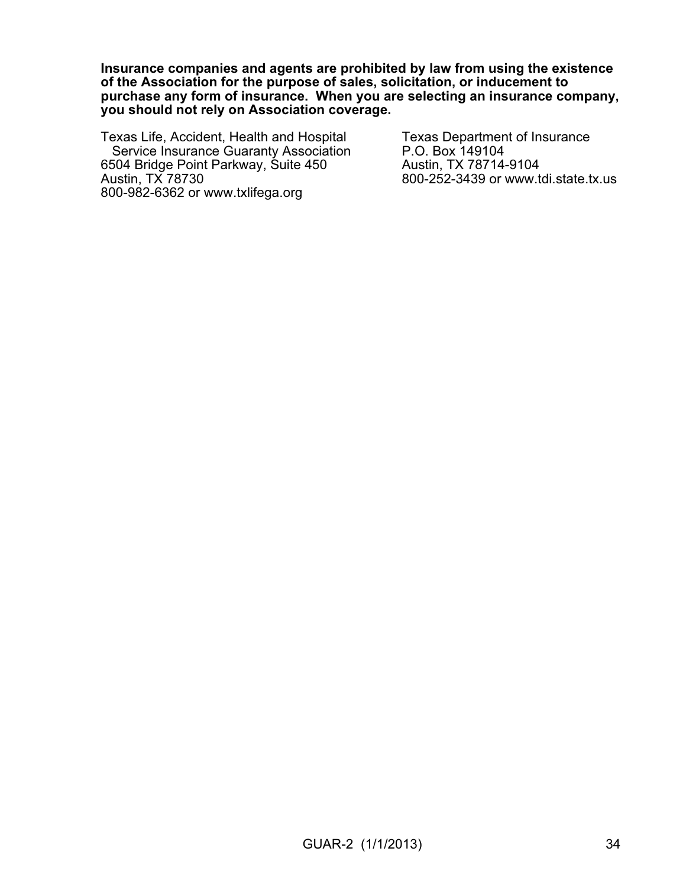**Insurance companies and agents are prohibited by law from using the existence of the Association for the purpose of sales, solicitation, or inducement to purchase any form of insurance. When you are selecting an insurance company, you should not rely on Association coverage.**

Texas Life, Accident, Health and Hospital
Service Insurance Guaranty Association
6504 Bridge Point Parkway, Suite 450
Austin, TX 78730
800-982-6362 or www.txlifega.org

Texas Department of Insurance
P.O. Box 149104
Austin, TX 78714-9104
800-252-3439 or www.tdi.state.tx.us

GUAR-2 (1/1/2013)